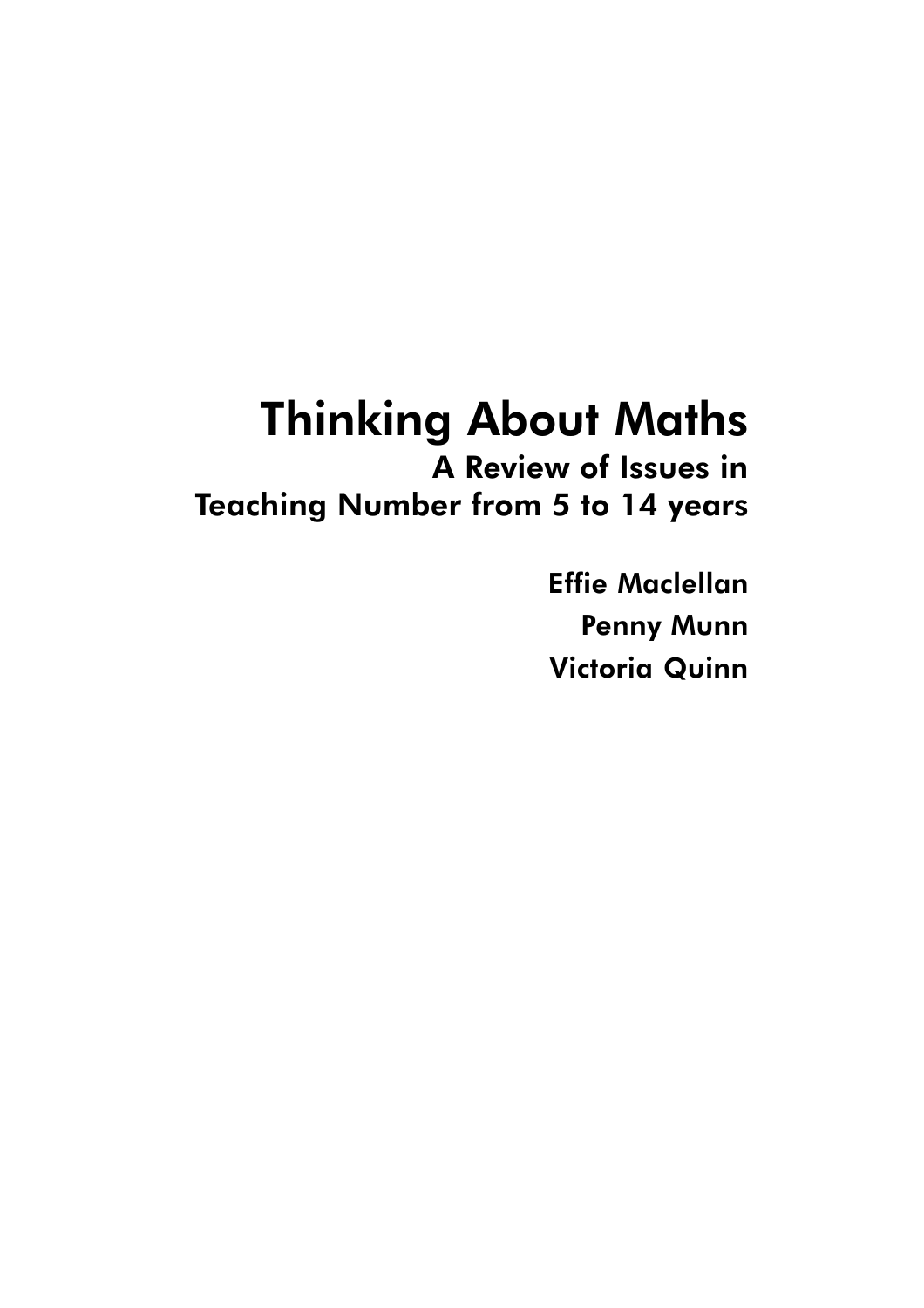# Thinking About Maths

## A Review of Issues in Teaching Number from 5 to 14 years

Effie Maclellan

Penny Munn

Victoria Quinn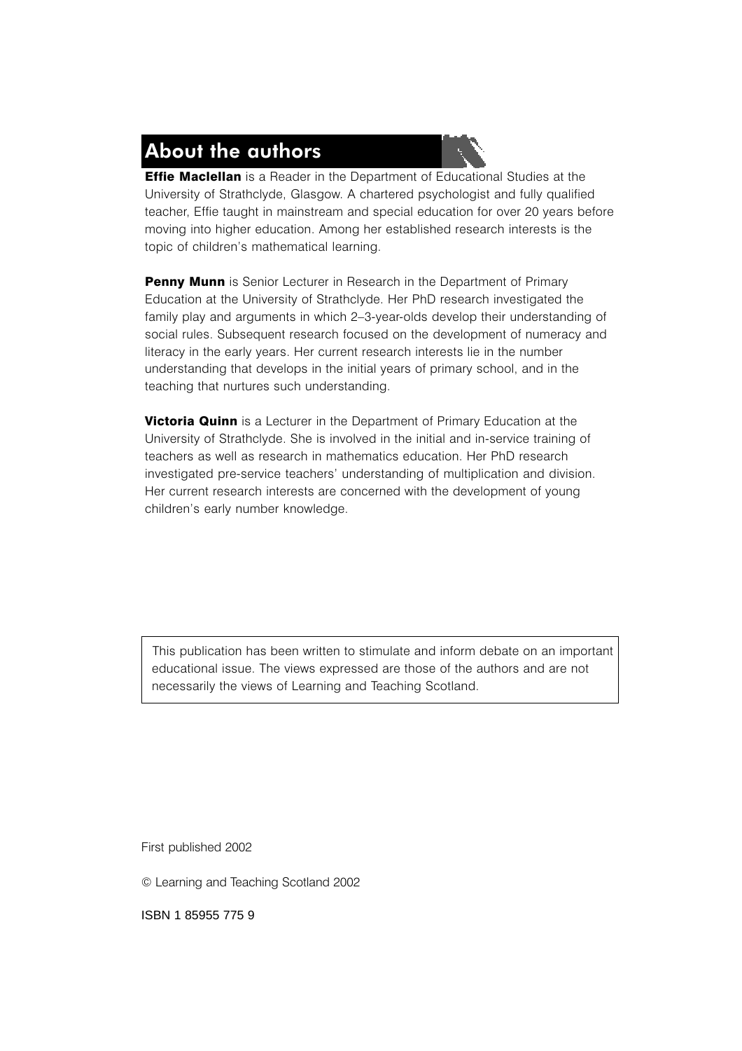## About the authors

**Effie Maclellan** is a Reader in the Department of Educational Studies at the University of Strathclyde, Glasgow. A chartered psychologist and fully qualified teacher, Effie taught in mainstream and special education for over 20 years before moving into higher education. Among her established research interests is the topic of children's mathematical learning.

**Penny Munn** is Senior Lecturer in Research in the Department of Primary Education at the University of Strathclyde. Her PhD research investigated the family play and arguments in which 2–3-year-olds develop their understanding of social rules. Subsequent research focused on the development of numeracy and literacy in the early years. Her current research interests lie in the number understanding that develops in the initial years of primary school, and in the teaching that nurtures such understanding.

**Victoria Quinn** is a Lecturer in the Department of Primary Education at the University of Strathclyde. She is involved in the initial and in-service training of teachers as well as research in mathematics education. Her PhD research investigated pre-service teachers' understanding of multiplication and division. Her current research interests are concerned with the development of young children's early number knowledge.

This publication has been written to stimulate and inform debate on an important educational issue. The views expressed are those of the authors and are not necessarily the views of Learning and Teaching Scotland.

First published 2002

© Learning and Teaching Scotland 2002

ISBN 1 85955 775 9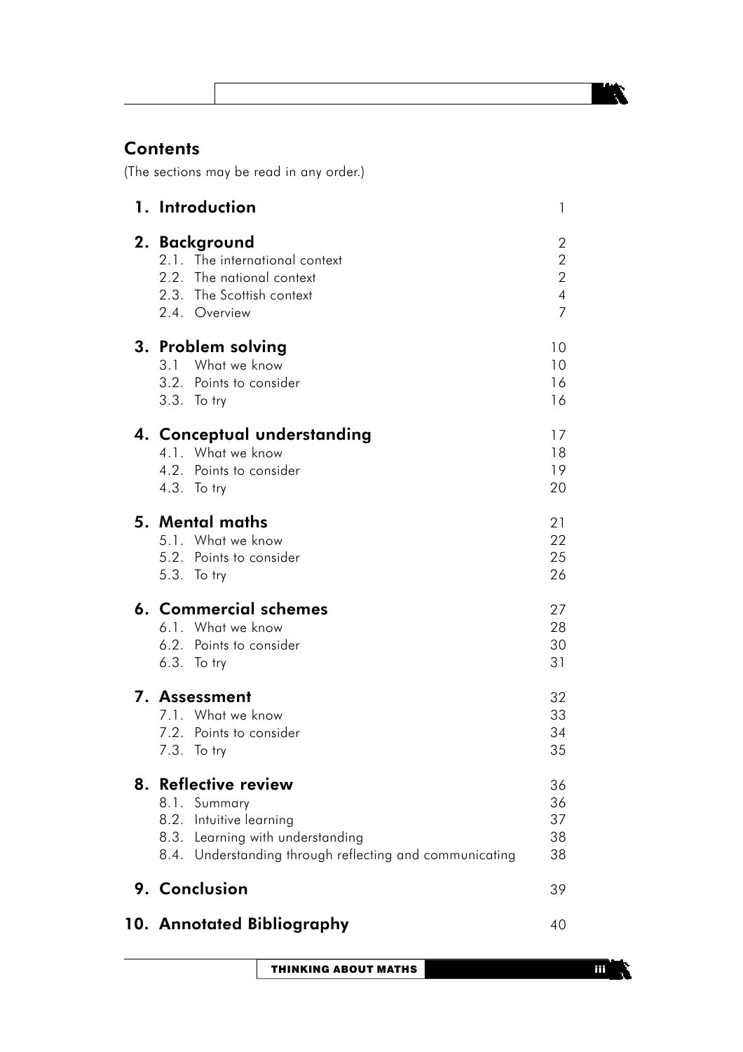## Contents

(The sections may be read in any order.)

| | |
|---|---|
| **1. Introduction** | 1 |
| **2. Background** | 2 |
| 2.1. The international context | 2 |
| 2.2. The national context | 2 |
| 2.3. The Scottish context | 4 |
| 2.4. Overview | 7 |
| **3. Problem solving** | 10 |
| 3.1 What we know | 10 |
| 3.2. Points to consider | 16 |
| 3.3. To try | 16 |
| **4. Conceptual understanding** | 17 |
| 4.1. What we know | 18 |
| 4.2. Points to consider | 19 |
| 4.3. To try | 20 |
| **5. Mental maths** | 21 |
| 5.1. What we know | 22 |
| 5.2. Points to consider | 25 |
| 5.3. To try | 26 |
| **6. Commercial schemes** | 27 |
| 6.1. What we know | 28 |
| 6.2. Points to consider | 30 |
| 6.3. To try | 31 |
| **7. Assessment** | 32 |
| 7.1. What we know | 33 |
| 7.2. Points to consider | 34 |
| 7.3. To try | 35 |
| **8. Reflective review** | 36 |
| 8.1. Summary | 36 |
| 8.2. Intuitive learning | 37 |
| 8.3. Learning with understanding | 38 |
| 8.4. Understanding through reflecting and communicating | 38 |
| **9. Conclusion** | 39 |
| **10. Annotated Bibliography** | 40 |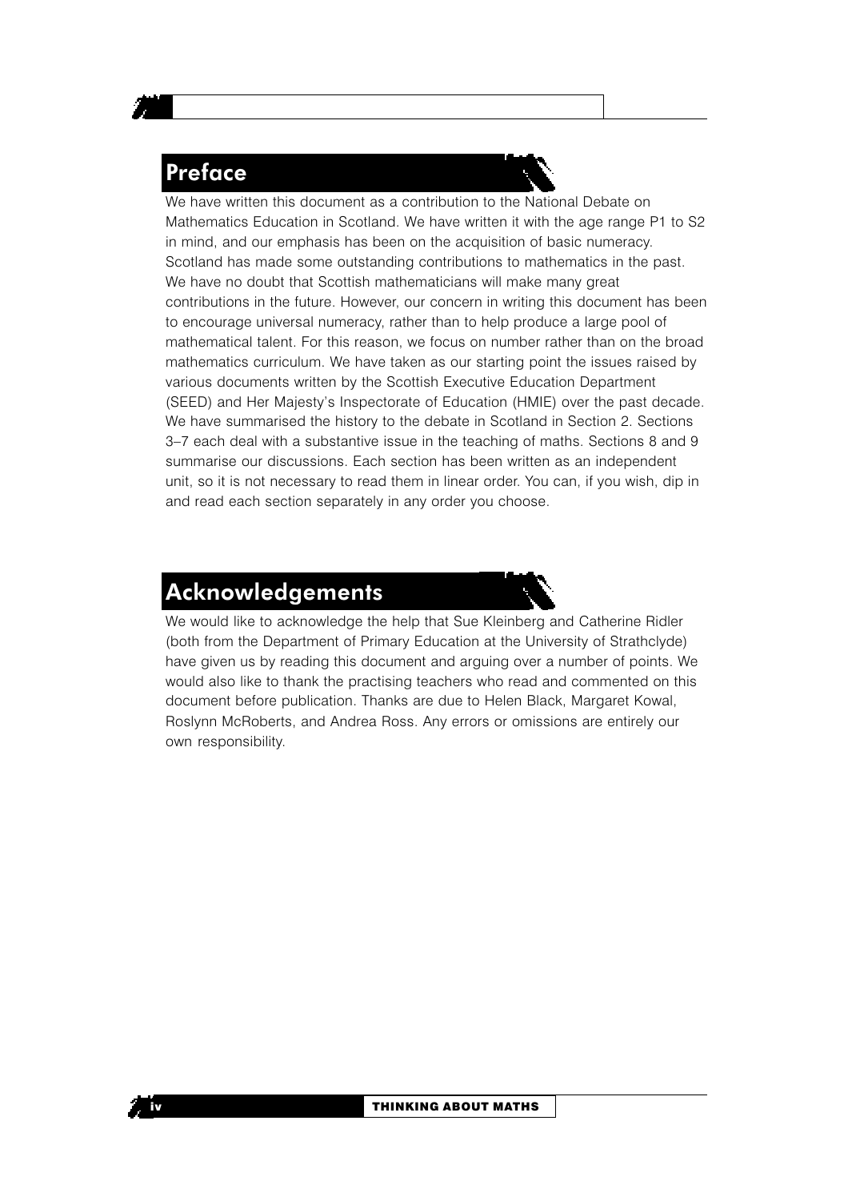## Preface

We have written this document as a contribution to the National Debate on Mathematics Education in Scotland. We have written it with the age range P1 to S2 in mind, and our emphasis has been on the acquisition of basic numeracy. Scotland has made some outstanding contributions to mathematics in the past. We have no doubt that Scottish mathematicians will make many great contributions in the future. However, our concern in writing this document has been to encourage universal numeracy, rather than to help produce a large pool of mathematical talent. For this reason, we focus on number rather than on the broad mathematics curriculum. We have taken as our starting point the issues raised by various documents written by the Scottish Executive Education Department (SEED) and Her Majesty's Inspectorate of Education (HMIE) over the past decade. We have summarised the history to the debate in Scotland in Section 2. Sections 3–7 each deal with a substantive issue in the teaching of maths. Sections 8 and 9 summarise our discussions. Each section has been written as an independent unit, so it is not necessary to read them in linear order. You can, if you wish, dip in and read each section separately in any order you choose.

## Acknowledgements

We would like to acknowledge the help that Sue Kleinberg and Catherine Ridler (both from the Department of Primary Education at the University of Strathclyde) have given us by reading this document and arguing over a number of points. We would also like to thank the practising teachers who read and commented on this document before publication. Thanks are due to Helen Black, Margaret Kowal, Roslynn McRoberts, and Andrea Ross. Any errors or omissions are entirely our own responsibility.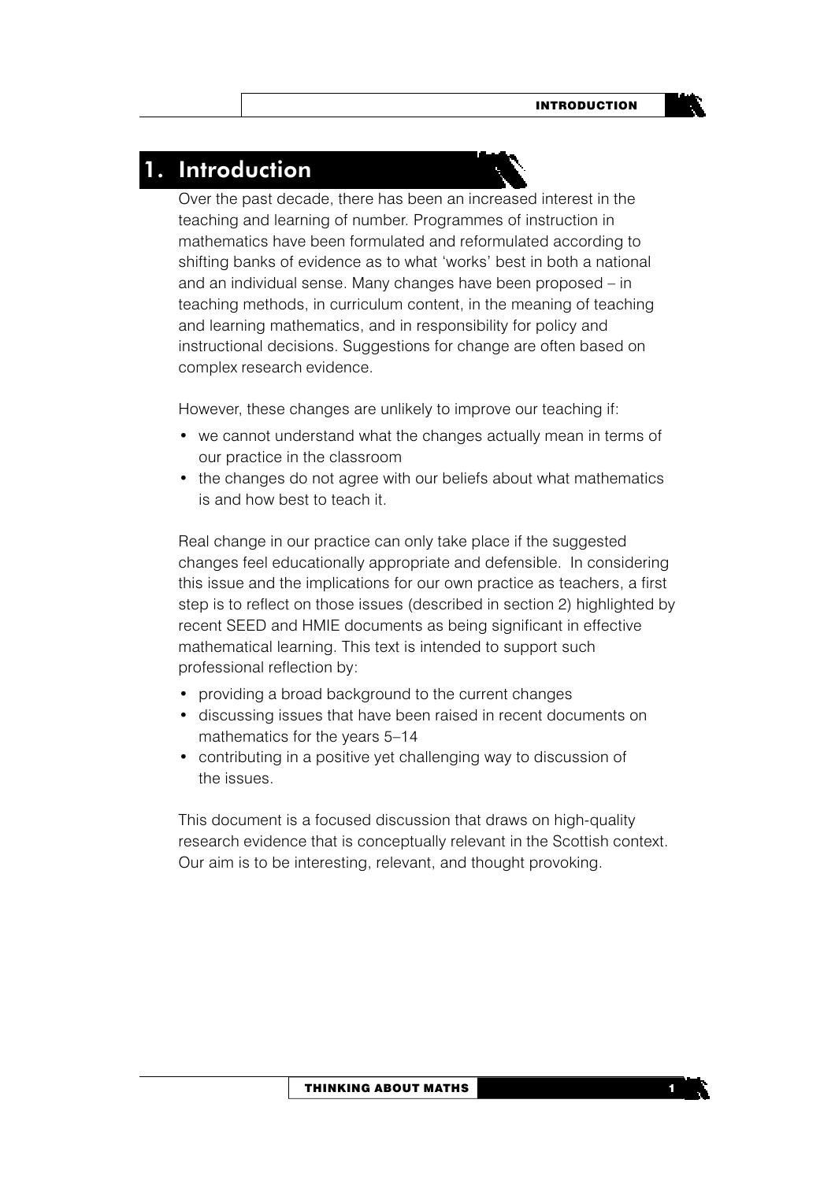# 1. Introduction

Over the past decade, there has been an increased interest in the teaching and learning of number. Programmes of instruction in mathematics have been formulated and reformulated according to shifting banks of evidence as to what 'works' best in both a national and an individual sense. Many changes have been proposed – in teaching methods, in curriculum content, in the meaning of teaching and learning mathematics, and in responsibility for policy and instructional decisions. Suggestions for change are often based on complex research evidence.

However, these changes are unlikely to improve our teaching if:

- we cannot understand what the changes actually mean in terms of our practice in the classroom
- the changes do not agree with our beliefs about what mathematics is and how best to teach it.

Real change in our practice can only take place if the suggested changes feel educationally appropriate and defensible. In considering this issue and the implications for our own practice as teachers, a first step is to reflect on those issues (described in section 2) highlighted by recent SEED and HMIE documents as being significant in effective mathematical learning. This text is intended to support such professional reflection by:

- providing a broad background to the current changes
- discussing issues that have been raised in recent documents on mathematics for the years 5–14
- contributing in a positive yet challenging way to discussion of the issues.

This document is a focused discussion that draws on high-quality research evidence that is conceptually relevant in the Scottish context. Our aim is to be interesting, relevant, and thought provoking.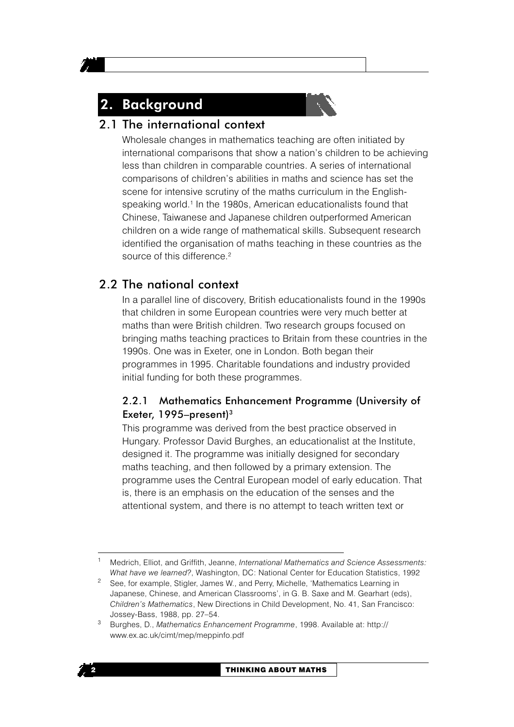# 2. Background

## 2.1 The international context

Wholesale changes in mathematics teaching are often initiated by international comparisons that show a nation's children to be achieving less than children in comparable countries. A series of international comparisons of children's abilities in maths and science has set the scene for intensive scrutiny of the maths curriculum in the English-speaking world.[1] In the 1980s, American educationalists found that Chinese, Taiwanese and Japanese children outperformed American children on a wide range of mathematical skills. Subsequent research identified the organisation of maths teaching in these countries as the source of this difference.[2]

## 2.2 The national context

In a parallel line of discovery, British educationalists found in the 1990s that children in some European countries were very much better at maths than were British children. Two research groups focused on bringing maths teaching practices to Britain from these countries in the 1990s. One was in Exeter, one in London. Both began their programmes in 1995. Charitable foundations and industry provided initial funding for both these programmes.

### 2.2.1 Mathematics Enhancement Programme (University of Exeter, 1995–present)[3]

This programme was derived from the best practice observed in Hungary. Professor David Burghes, an educationalist at the Institute, designed it. The programme was initially designed for secondary maths teaching, and then followed by a primary extension. The programme uses the Central European model of early education. That is, there is an emphasis on the education of the senses and the attentional system, and there is no attempt to teach written text or

---

[1] Medrich, Elliot, and Griffith, Jeanne, *International Mathematics and Science Assessments: What have we learned?*, Washington, DC: National Center for Education Statistics, 1992

[2] See, for example, Stigler, James W., and Perry, Michelle, 'Mathematics Learning in Japanese, Chinese, and American Classrooms', in G. B. Saxe and M. Gearhart (eds), *Children's Mathematics*, New Directions in Child Development, No. 41, San Francisco: Jossey-Bass, 1988, pp. 27–54.

[3] Burghes, D., *Mathematics Enhancement Programme*, 1998. Available at: http://www.ex.ac.uk/cimt/mep/meppinfo.pdf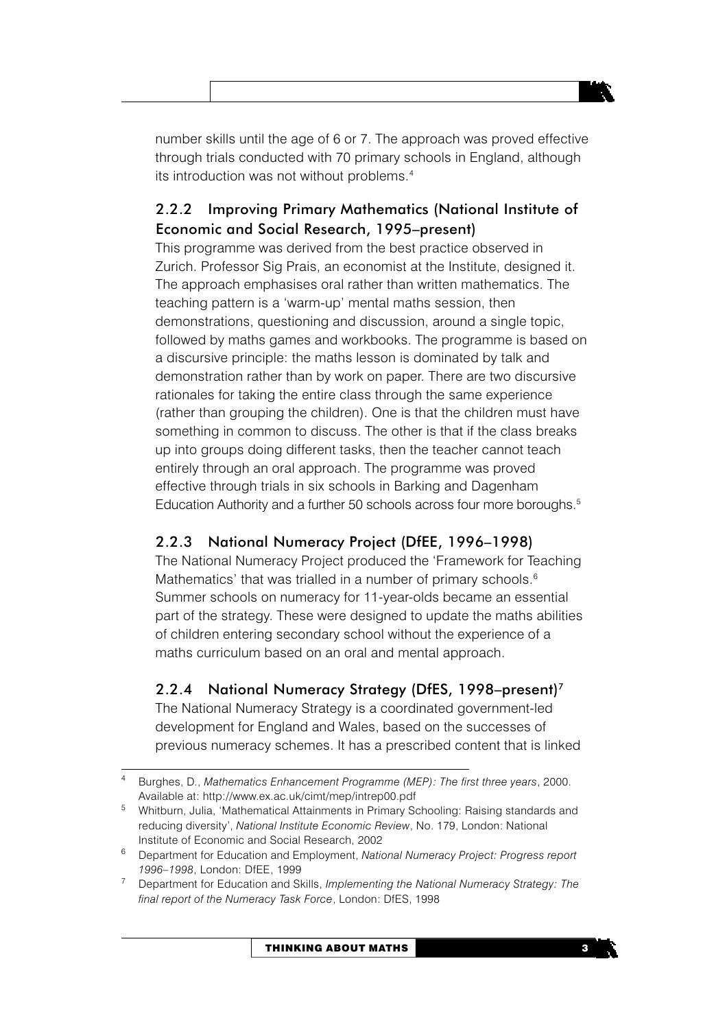number skills until the age of 6 or 7. The approach was proved effective through trials conducted with 70 primary schools in England, although its introduction was not without problems.[4]

### 2.2.2 Improving Primary Mathematics (National Institute of Economic and Social Research, 1995–present)

This programme was derived from the best practice observed in Zurich. Professor Sig Prais, an economist at the Institute, designed it. The approach emphasises oral rather than written mathematics. The teaching pattern is a 'warm-up' mental maths session, then demonstrations, questioning and discussion, around a single topic, followed by maths games and workbooks. The programme is based on a discursive principle: the maths lesson is dominated by talk and demonstration rather than by work on paper. There are two discursive rationales for taking the entire class through the same experience (rather than grouping the children). One is that the children must have something in common to discuss. The other is that if the class breaks up into groups doing different tasks, then the teacher cannot teach entirely through an oral approach. The programme was proved effective through trials in six schools in Barking and Dagenham Education Authority and a further 50 schools across four more boroughs.[5]

### 2.2.3 National Numeracy Project (DfEE, 1996–1998)

The National Numeracy Project produced the 'Framework for Teaching Mathematics' that was trialled in a number of primary schools.[6] Summer schools on numeracy for 11-year-olds became an essential part of the strategy. These were designed to update the maths abilities of children entering secondary school without the experience of a maths curriculum based on an oral and mental approach.

### 2.2.4 National Numeracy Strategy (DfES, 1998–present)[7]

The National Numeracy Strategy is a coordinated government-led development for England and Wales, based on the successes of previous numeracy schemes. It has a prescribed content that is linked

---

[4] Burghes, D., *Mathematics Enhancement Programme (MEP): The first three years*, 2000. Available at: http://www.ex.ac.uk/cimt/mep/intrep00.pdf

[5] Whitburn, Julia, 'Mathematical Attainments in Primary Schooling: Raising standards and reducing diversity', *National Institute Economic Review*, No. 179, London: National Institute of Economic and Social Research, 2002

[6] Department for Education and Employment, *National Numeracy Project: Progress report 1996–1998*, London: DfEE, 1999

[7] Department for Education and Skills, *Implementing the National Numeracy Strategy: The final report of the Numeracy Task Force*, London: DfES, 1998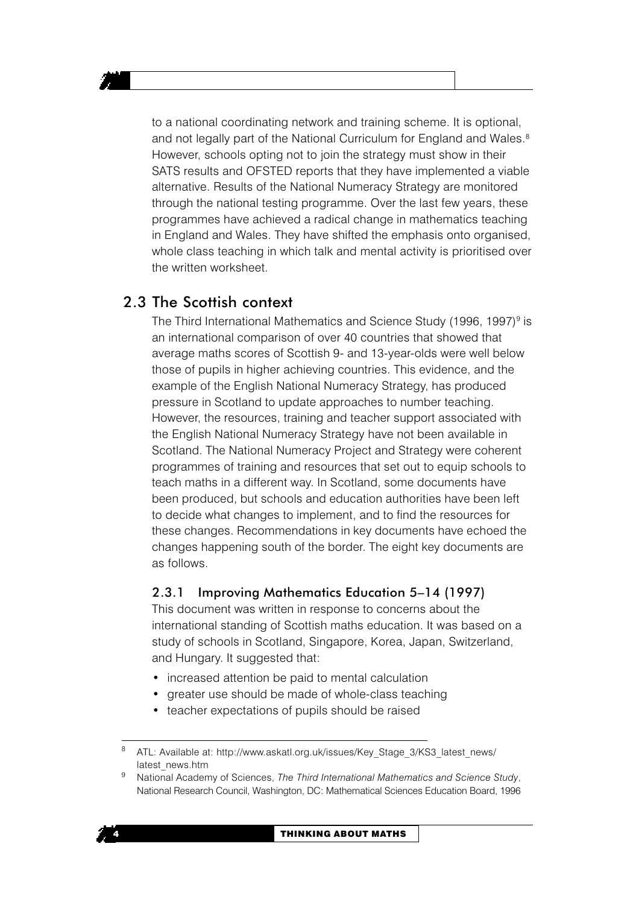to a national coordinating network and training scheme. It is optional, and not legally part of the National Curriculum for England and Wales.[8] However, schools opting not to join the strategy must show in their SATS results and OFSTED reports that they have implemented a viable alternative. Results of the National Numeracy Strategy are monitored through the national testing programme. Over the last few years, these programmes have achieved a radical change in mathematics teaching in England and Wales. They have shifted the emphasis onto organised, whole class teaching in which talk and mental activity is prioritised over the written worksheet.

## 2.3 The Scottish context

The Third International Mathematics and Science Study (1996, 1997)[9] is an international comparison of over 40 countries that showed that average maths scores of Scottish 9- and 13-year-olds were well below those of pupils in higher achieving countries. This evidence, and the example of the English National Numeracy Strategy, has produced pressure in Scotland to update approaches to number teaching. However, the resources, training and teacher support associated with the English National Numeracy Strategy have not been available in Scotland. The National Numeracy Project and Strategy were coherent programmes of training and resources that set out to equip schools to teach maths in a different way. In Scotland, some documents have been produced, but schools and education authorities have been left to decide what changes to implement, and to find the resources for these changes. Recommendations in key documents have echoed the changes happening south of the border. The eight key documents are as follows.

### 2.3.1 Improving Mathematics Education 5–14 (1997)

This document was written in response to concerns about the international standing of Scottish maths education. It was based on a study of schools in Scotland, Singapore, Korea, Japan, Switzerland, and Hungary. It suggested that:

- increased attention be paid to mental calculation
- greater use should be made of whole-class teaching
- teacher expectations of pupils should be raised

---

[8] ATL: Available at: http://www.askatl.org.uk/issues/Key_Stage_3/KS3_latest_news/latest_news.htm

[9] National Academy of Sciences, *The Third International Mathematics and Science Study*, National Research Council, Washington, DC: Mathematical Sciences Education Board, 1996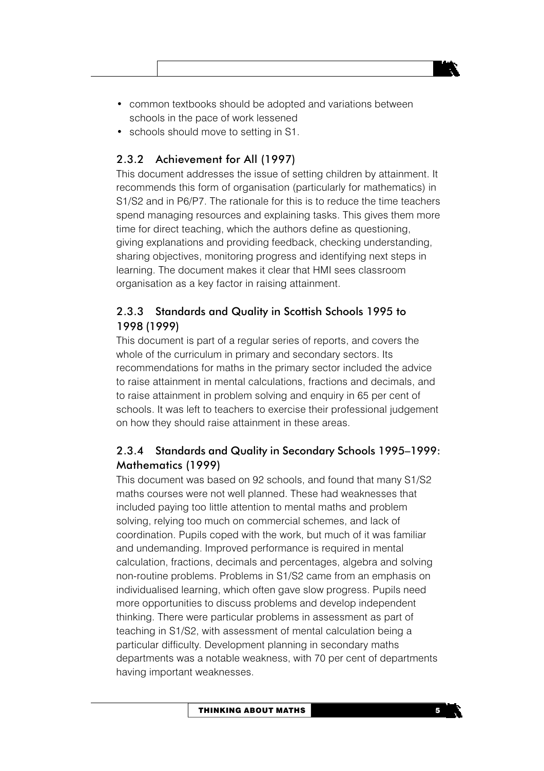- common textbooks should be adopted and variations between schools in the pace of work lessened
- schools should move to setting in S1.

### 2.3.2 Achievement for All (1997)

This document addresses the issue of setting children by attainment. It recommends this form of organisation (particularly for mathematics) in S1/S2 and in P6/P7. The rationale for this is to reduce the time teachers spend managing resources and explaining tasks. This gives them more time for direct teaching, which the authors define as questioning, giving explanations and providing feedback, checking understanding, sharing objectives, monitoring progress and identifying next steps in learning. The document makes it clear that HMI sees classroom organisation as a key factor in raising attainment.

### 2.3.3 Standards and Quality in Scottish Schools 1995 to 1998 (1999)

This document is part of a regular series of reports, and covers the whole of the curriculum in primary and secondary sectors. Its recommendations for maths in the primary sector included the advice to raise attainment in mental calculations, fractions and decimals, and to raise attainment in problem solving and enquiry in 65 per cent of schools. It was left to teachers to exercise their professional judgement on how they should raise attainment in these areas.

### 2.3.4 Standards and Quality in Secondary Schools 1995–1999: Mathematics (1999)

This document was based on 92 schools, and found that many S1/S2 maths courses were not well planned. These had weaknesses that included paying too little attention to mental maths and problem solving, relying too much on commercial schemes, and lack of coordination. Pupils coped with the work, but much of it was familiar and undemanding. Improved performance is required in mental calculation, fractions, decimals and percentages, algebra and solving non-routine problems. Problems in S1/S2 came from an emphasis on individualised learning, which often gave slow progress. Pupils need more opportunities to discuss problems and develop independent thinking. There were particular problems in assessment as part of teaching in S1/S2, with assessment of mental calculation being a particular difficulty. Development planning in secondary maths departments was a notable weakness, with 70 per cent of departments having important weaknesses.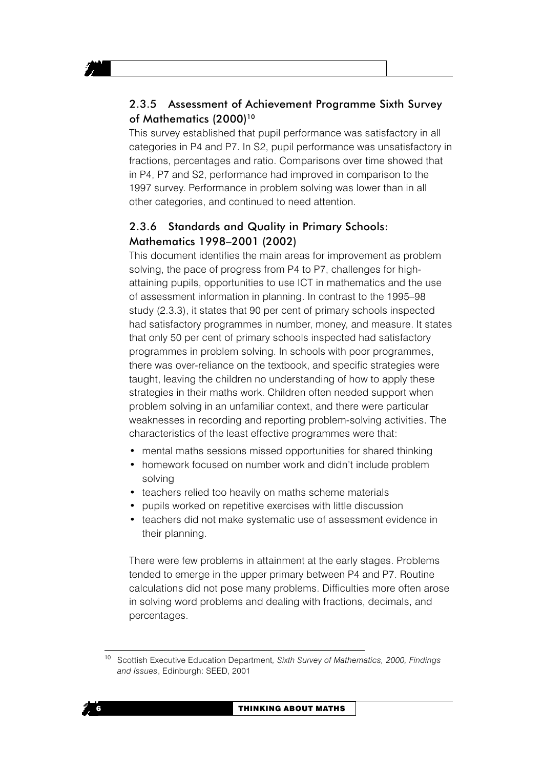### 2.3.5 Assessment of Achievement Programme Sixth Survey of Mathematics (2000)[10]

This survey established that pupil performance was satisfactory in all categories in P4 and P7. In S2, pupil performance was unsatisfactory in fractions, percentages and ratio. Comparisons over time showed that in P4, P7 and S2, performance had improved in comparison to the 1997 survey. Performance in problem solving was lower than in all other categories, and continued to need attention.

### 2.3.6 Standards and Quality in Primary Schools: Mathematics 1998–2001 (2002)

This document identifies the main areas for improvement as problem solving, the pace of progress from P4 to P7, challenges for high-attaining pupils, opportunities to use ICT in mathematics and the use of assessment information in planning. In contrast to the 1995–98 study (2.3.3), it states that 90 per cent of primary schools inspected had satisfactory programmes in number, money, and measure. It states that only 50 per cent of primary schools inspected had satisfactory programmes in problem solving. In schools with poor programmes, there was over-reliance on the textbook, and specific strategies were taught, leaving the children no understanding of how to apply these strategies in their maths work. Children often needed support when problem solving in an unfamiliar context, and there were particular weaknesses in recording and reporting problem-solving activities. The characteristics of the least effective programmes were that:

- mental maths sessions missed opportunities for shared thinking
- homework focused on number work and didn't include problem solving
- teachers relied too heavily on maths scheme materials
- pupils worked on repetitive exercises with little discussion
- teachers did not make systematic use of assessment evidence in their planning.

There were few problems in attainment at the early stages. Problems tended to emerge in the upper primary between P4 and P7. Routine calculations did not pose many problems. Difficulties more often arose in solving word problems and dealing with fractions, decimals, and percentages.

---

[10] Scottish Executive Education Department, *Sixth Survey of Mathematics, 2000, Findings and Issues*, Edinburgh: SEED, 2001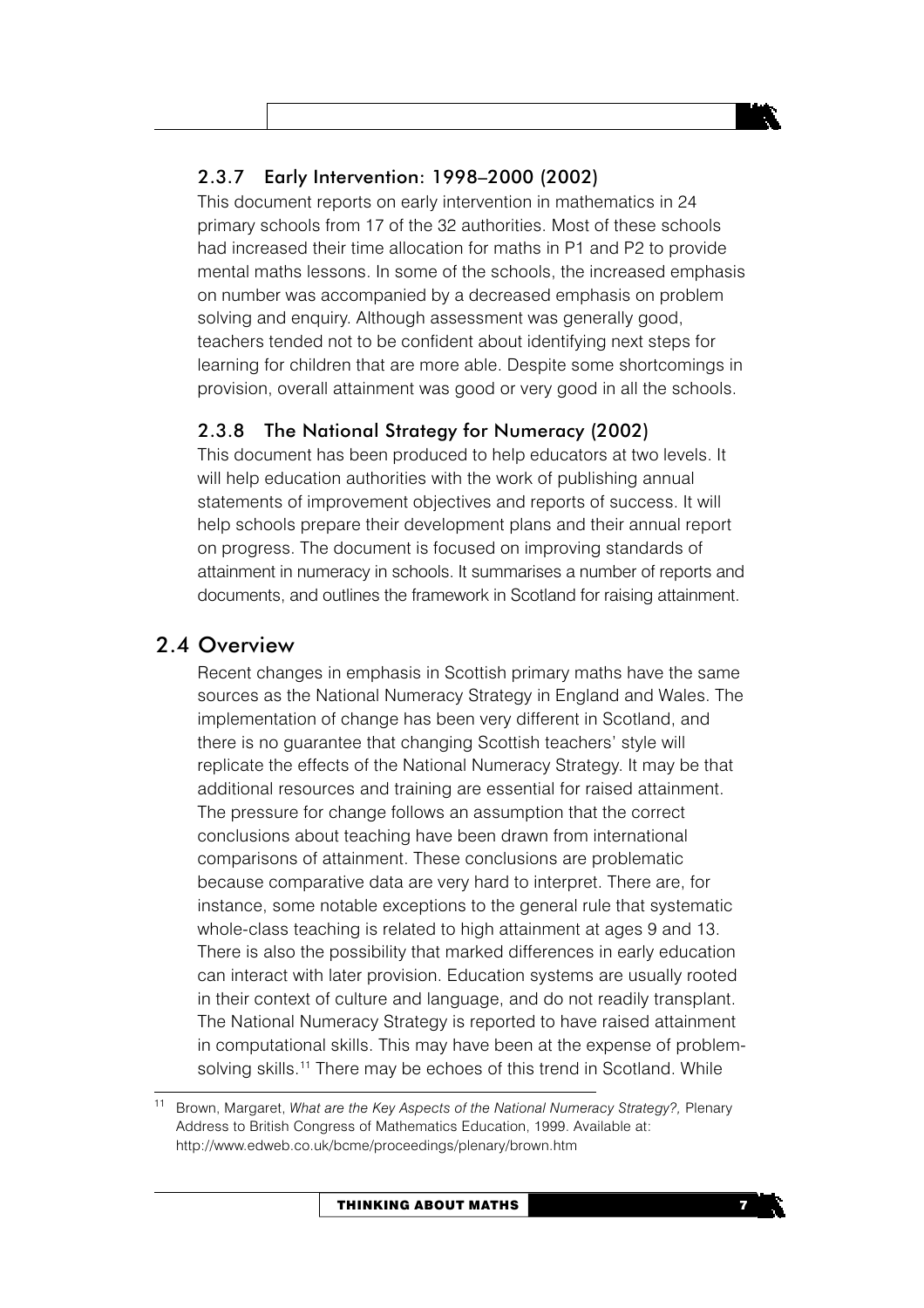### 2.3.7 Early Intervention: 1998–2000 (2002)

This document reports on early intervention in mathematics in 24 primary schools from 17 of the 32 authorities. Most of these schools had increased their time allocation for maths in P1 and P2 to provide mental maths lessons. In some of the schools, the increased emphasis on number was accompanied by a decreased emphasis on problem solving and enquiry. Although assessment was generally good, teachers tended not to be confident about identifying next steps for learning for children that are more able. Despite some shortcomings in provision, overall attainment was good or very good in all the schools.

### 2.3.8 The National Strategy for Numeracy (2002)

This document has been produced to help educators at two levels. It will help education authorities with the work of publishing annual statements of improvement objectives and reports of success. It will help schools prepare their development plans and their annual report on progress. The document is focused on improving standards of attainment in numeracy in schools. It summarises a number of reports and documents, and outlines the framework in Scotland for raising attainment.

## 2.4 Overview

Recent changes in emphasis in Scottish primary maths have the same sources as the National Numeracy Strategy in England and Wales. The implementation of change has been very different in Scotland, and there is no guarantee that changing Scottish teachers' style will replicate the effects of the National Numeracy Strategy. It may be that additional resources and training are essential for raised attainment. The pressure for change follows an assumption that the correct conclusions about teaching have been drawn from international comparisons of attainment. These conclusions are problematic because comparative data are very hard to interpret. There are, for instance, some notable exceptions to the general rule that systematic whole-class teaching is related to high attainment at ages 9 and 13. There is also the possibility that marked differences in early education can interact with later provision. Education systems are usually rooted in their context of culture and language, and do not readily transplant. The National Numeracy Strategy is reported to have raised attainment in computational skills. This may have been at the expense of problem-solving skills.[11] There may be echoes of this trend in Scotland. While

[11] Brown, Margaret, *What are the Key Aspects of the National Numeracy Strategy?,* Plenary Address to British Congress of Mathematics Education, 1999. Available at: http://www.edweb.co.uk/bcme/proceedings/plenary/brown.htm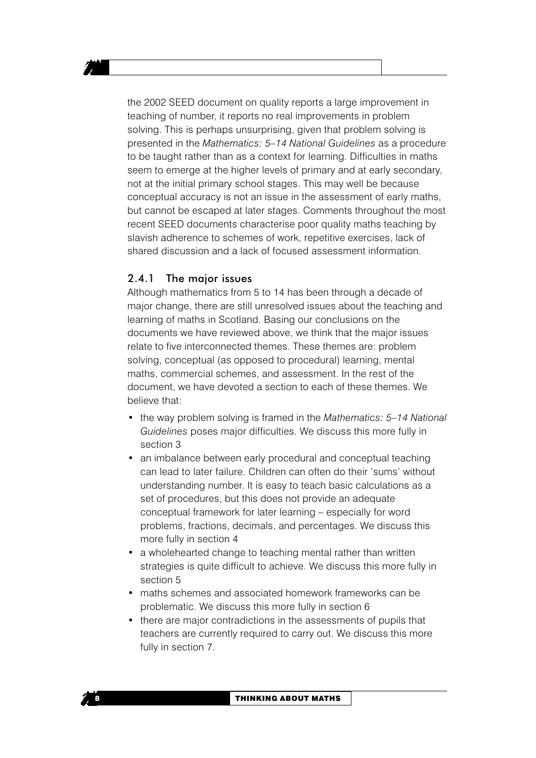the 2002 SEED document on quality reports a large improvement in teaching of number, it reports no real improvements in problem solving. This is perhaps unsurprising, given that problem solving is presented in the *Mathematics: 5–14 National Guidelines* as a procedure to be taught rather than as a context for learning. Difficulties in maths seem to emerge at the higher levels of primary and at early secondary, not at the initial primary school stages. This may well be because conceptual accuracy is not an issue in the assessment of early maths, but cannot be escaped at later stages. Comments throughout the most recent SEED documents characterise poor quality maths teaching by slavish adherence to schemes of work, repetitive exercises, lack of shared discussion and a lack of focused assessment information.

### 2.4.1 The major issues

Although mathematics from 5 to 14 has been through a decade of major change, there are still unresolved issues about the teaching and learning of maths in Scotland. Basing our conclusions on the documents we have reviewed above, we think that the major issues relate to five interconnected themes. These themes are: problem solving, conceptual (as opposed to procedural) learning, mental maths, commercial schemes, and assessment. In the rest of the document, we have devoted a section to each of these themes. We believe that:

- the way problem solving is framed in the *Mathematics: 5–14 National Guidelines* poses major difficulties. We discuss this more fully in section 3
- an imbalance between early procedural and conceptual teaching can lead to later failure. Children can often do their 'sums' without understanding number. It is easy to teach basic calculations as a set of procedures, but this does not provide an adequate conceptual framework for later learning – especially for word problems, fractions, decimals, and percentages. We discuss this more fully in section 4
- a wholehearted change to teaching mental rather than written strategies is quite difficult to achieve. We discuss this more fully in section 5
- maths schemes and associated homework frameworks can be problematic. We discuss this more fully in section 6
- there are major contradictions in the assessments of pupils that teachers are currently required to carry out. We discuss this more fully in section 7.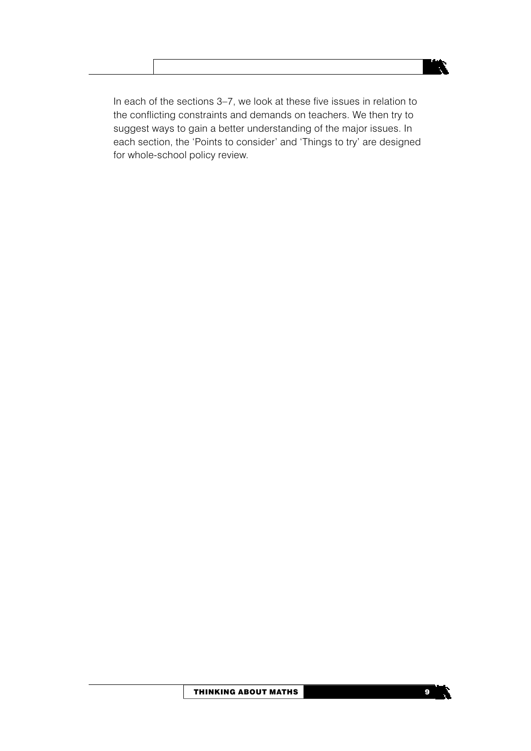In each of the sections 3–7, we look at these five issues in relation to the conflicting constraints and demands on teachers. We then try to suggest ways to gain a better understanding of the major issues. In each section, the 'Points to consider' and 'Things to try' are designed for whole-school policy review.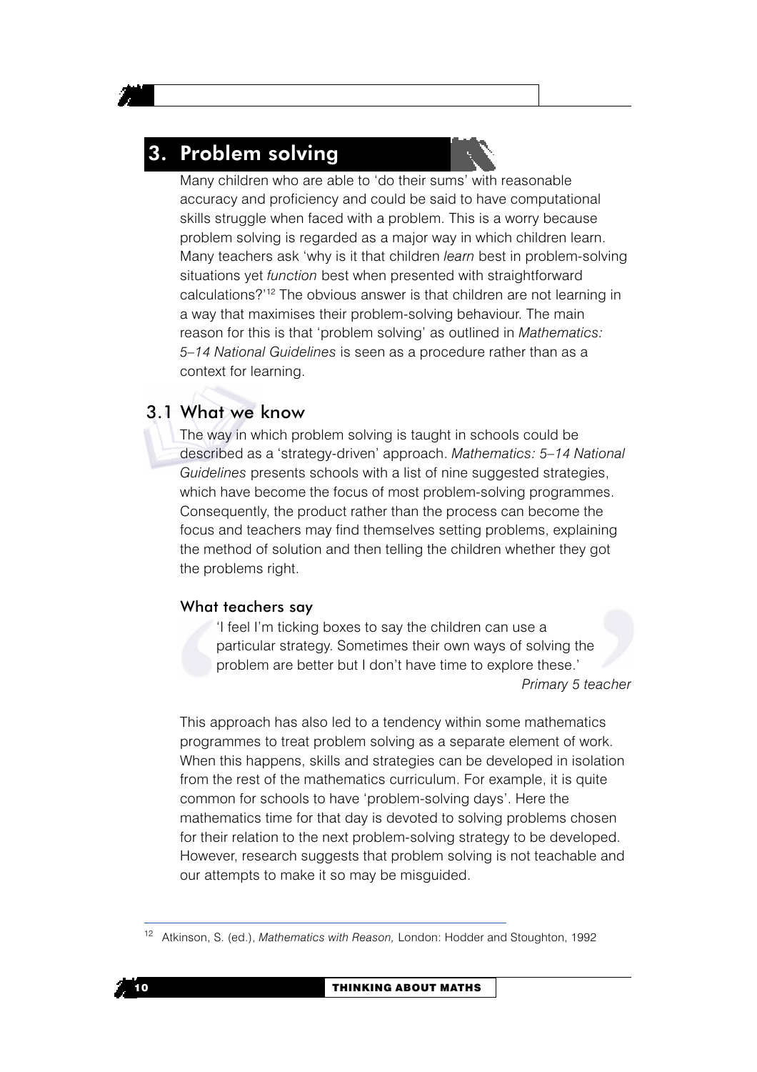## 3. Problem solving

Many children who are able to 'do their sums' with reasonable accuracy and proficiency and could be said to have computational skills struggle when faced with a problem. This is a worry because problem solving is regarded as a major way in which children learn. Many teachers ask 'why is it that children *learn* best in problem-solving situations yet *function* best when presented with straightforward calculations?'[12] The obvious answer is that children are not learning in a way that maximises their problem-solving behaviour. The main reason for this is that 'problem solving' as outlined in *Mathematics: 5–14 National Guidelines* is seen as a procedure rather than as a context for learning.

### 3.1 What we know

The way in which problem solving is taught in schools could be described as a 'strategy-driven' approach. *Mathematics: 5–14 National Guidelines* presents schools with a list of nine suggested strategies, which have become the focus of most problem-solving programmes. Consequently, the product rather than the process can become the focus and teachers may find themselves setting problems, explaining the method of solution and then telling the children whether they got the problems right.

#### What teachers say

> 'I feel I'm ticking boxes to say the children can use a particular strategy. Sometimes their own ways of solving the problem are better but I don't have time to explore these.'
>
> *Primary 5 teacher*

This approach has also led to a tendency within some mathematics programmes to treat problem solving as a separate element of work. When this happens, skills and strategies can be developed in isolation from the rest of the mathematics curriculum. For example, it is quite common for schools to have 'problem-solving days'. Here the mathematics time for that day is devoted to solving problems chosen for their relation to the next problem-solving strategy to be developed. However, research suggests that problem solving is not teachable and our attempts to make it so may be misguided.

---

[12] Atkinson, S. (ed.), *Mathematics with Reason,* London: Hodder and Stoughton, 1992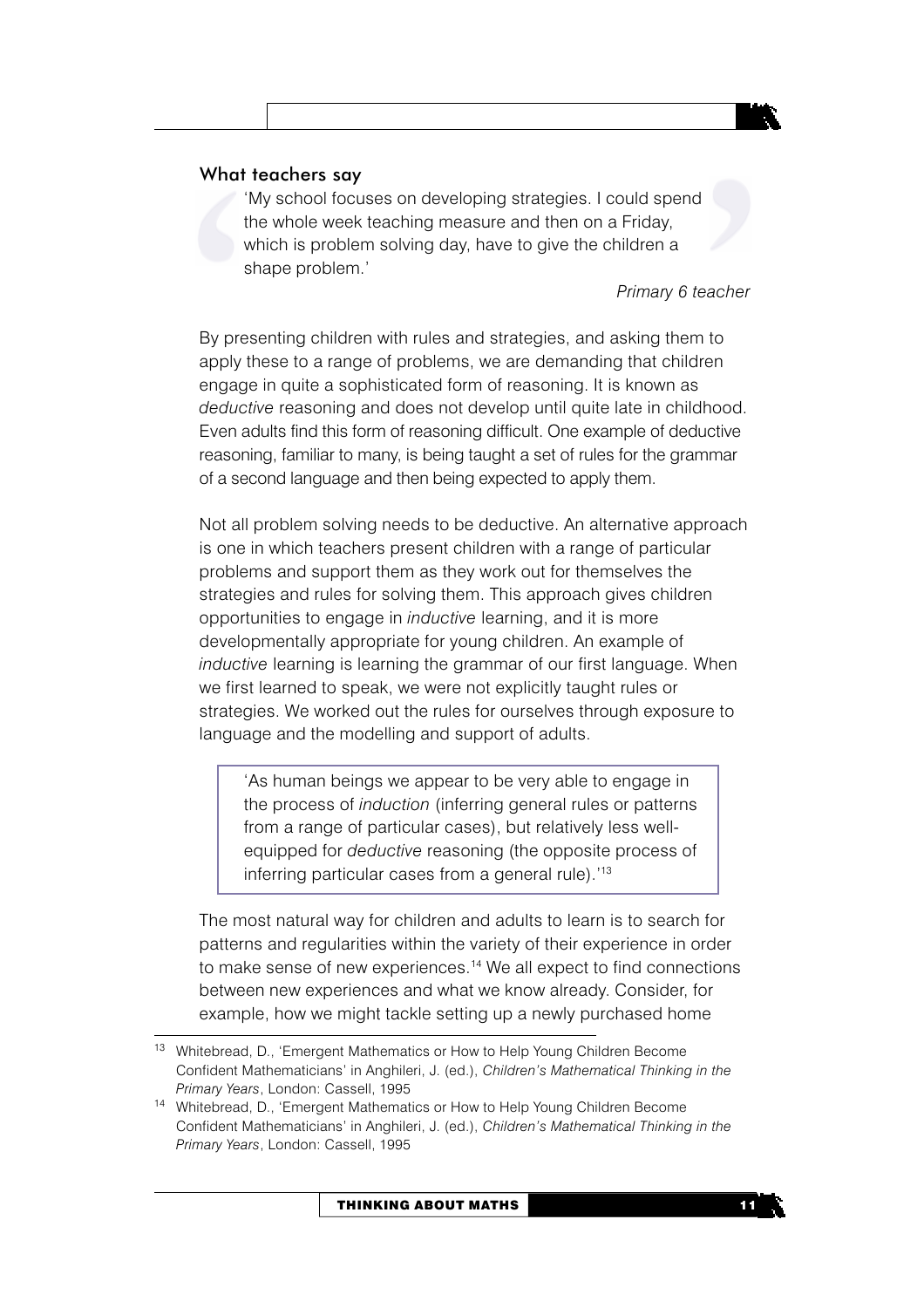### What teachers say

> 'My school focuses on developing strategies. I could spend the whole week teaching measure and then on a Friday, which is problem solving day, have to give the children a shape problem.'
>
> *Primary 6 teacher*

By presenting children with rules and strategies, and asking them to apply these to a range of problems, we are demanding that children engage in quite a sophisticated form of reasoning. It is known as *deductive* reasoning and does not develop until quite late in childhood. Even adults find this form of reasoning difficult. One example of deductive reasoning, familiar to many, is being taught a set of rules for the grammar of a second language and then being expected to apply them.

Not all problem solving needs to be deductive. An alternative approach is one in which teachers present children with a range of particular problems and support them as they work out for themselves the strategies and rules for solving them. This approach gives children opportunities to engage in *inductive* learning, and it is more developmentally appropriate for young children. An example of *inductive* learning is learning the grammar of our first language. When we first learned to speak, we were not explicitly taught rules or strategies. We worked out the rules for ourselves through exposure to language and the modelling and support of adults.

> 'As human beings we appear to be very able to engage in the process of *induction* (inferring general rules or patterns from a range of particular cases), but relatively less well-equipped for *deductive* reasoning (the opposite process of inferring particular cases from a general rule).'[13]

The most natural way for children and adults to learn is to search for patterns and regularities within the variety of their experience in order to make sense of new experiences.[14] We all expect to find connections between new experiences and what we know already. Consider, for example, how we might tackle setting up a newly purchased home

---

[13] Whitebread, D., 'Emergent Mathematics or How to Help Young Children Become Confident Mathematicians' in Anghileri, J. (ed.), *Children's Mathematical Thinking in the Primary Years*, London: Cassell, 1995

[14] Whitebread, D., 'Emergent Mathematics or How to Help Young Children Become Confident Mathematicians' in Anghileri, J. (ed.), *Children's Mathematical Thinking in the Primary Years*, London: Cassell, 1995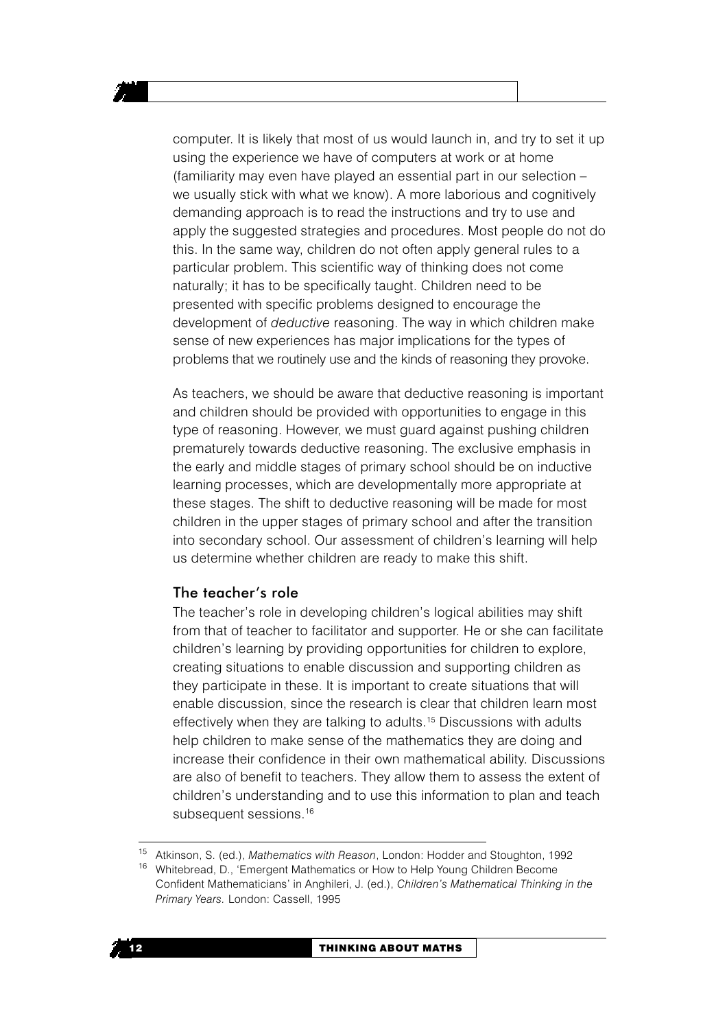computer. It is likely that most of us would launch in, and try to set it up using the experience we have of computers at work or at home (familiarity may even have played an essential part in our selection – we usually stick with what we know). A more laborious and cognitively demanding approach is to read the instructions and try to use and apply the suggested strategies and procedures. Most people do not do this. In the same way, children do not often apply general rules to a particular problem. This scientific way of thinking does not come naturally; it has to be specifically taught. Children need to be presented with specific problems designed to encourage the development of *deductive* reasoning. The way in which children make sense of new experiences has major implications for the types of problems that we routinely use and the kinds of reasoning they provoke.

As teachers, we should be aware that deductive reasoning is important and children should be provided with opportunities to engage in this type of reasoning. However, we must guard against pushing children prematurely towards deductive reasoning. The exclusive emphasis in the early and middle stages of primary school should be on inductive learning processes, which are developmentally more appropriate at these stages. The shift to deductive reasoning will be made for most children in the upper stages of primary school and after the transition into secondary school. Our assessment of children's learning will help us determine whether children are ready to make this shift.

### The teacher's role

The teacher's role in developing children's logical abilities may shift from that of teacher to facilitator and supporter. He or she can facilitate children's learning by providing opportunities for children to explore, creating situations to enable discussion and supporting children as they participate in these. It is important to create situations that will enable discussion, since the research is clear that children learn most effectively when they are talking to adults.[15] Discussions with adults help children to make sense of the mathematics they are doing and increase their confidence in their own mathematical ability. Discussions are also of benefit to teachers. They allow them to assess the extent of children's understanding and to use this information to plan and teach subsequent sessions.[16]

---

15 Atkinson, S. (ed.), *Mathematics with Reason*, London: Hodder and Stoughton, 1992

16 Whitebread, D., 'Emergent Mathematics or How to Help Young Children Become Confident Mathematicians' in Anghileri, J. (ed.), *Children's Mathematical Thinking in the Primary Years.* London: Cassell, 1995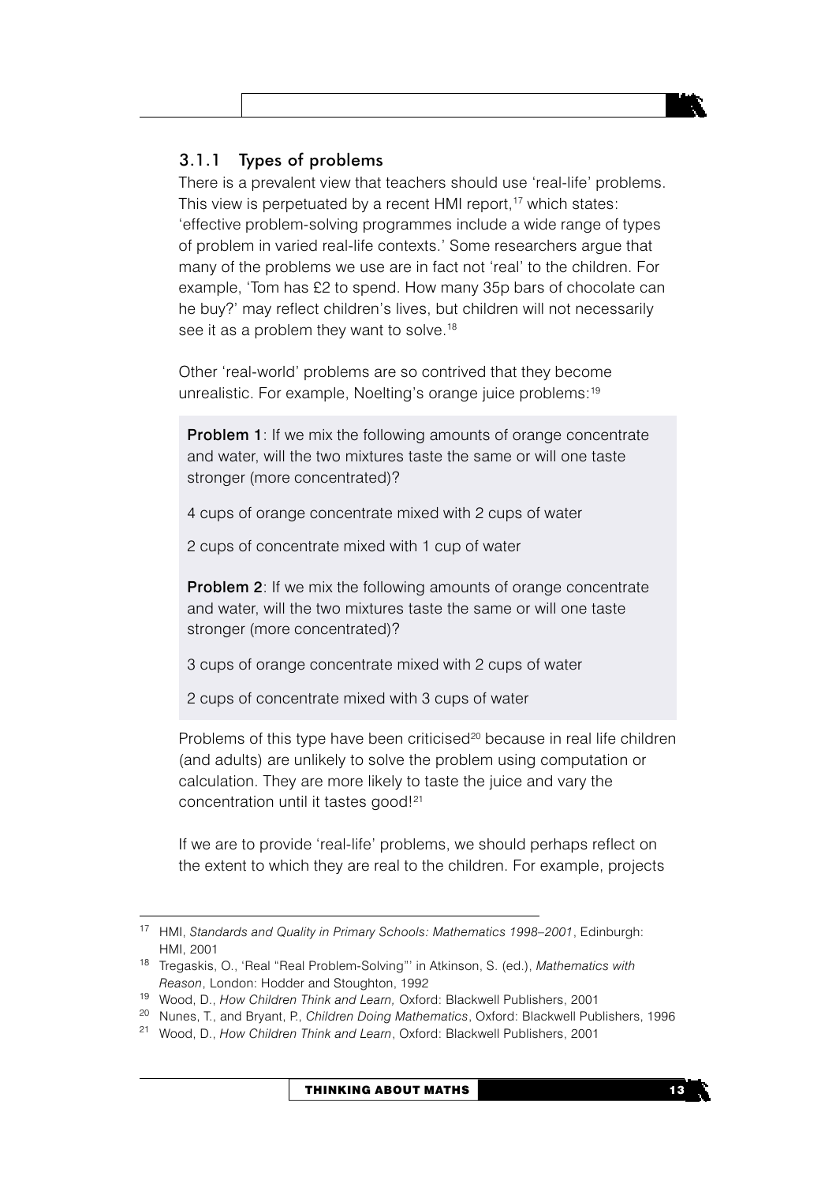### 3.1.1 Types of problems

There is a prevalent view that teachers should use 'real-life' problems. This view is perpetuated by a recent HMI report,[17] which states: 'effective problem-solving programmes include a wide range of types of problem in varied real-life contexts.' Some researchers argue that many of the problems we use are in fact not 'real' to the children. For example, 'Tom has £2 to spend. How many 35p bars of chocolate can he buy?' may reflect children's lives, but children will not necessarily see it as a problem they want to solve.[18]

Other 'real-world' problems are so contrived that they become unrealistic. For example, Noelting's orange juice problems:[19]

> **Problem 1**: If we mix the following amounts of orange concentrate and water, will the two mixtures taste the same or will one taste stronger (more concentrated)?
>
> 4 cups of orange concentrate mixed with 2 cups of water
>
> 2 cups of concentrate mixed with 1 cup of water
>
> **Problem 2**: If we mix the following amounts of orange concentrate and water, will the two mixtures taste the same or will one taste stronger (more concentrated)?
>
> 3 cups of orange concentrate mixed with 2 cups of water
>
> 2 cups of concentrate mixed with 3 cups of water

Problems of this type have been criticised[20] because in real life children (and adults) are unlikely to solve the problem using computation or calculation. They are more likely to taste the juice and vary the concentration until it tastes good![21]

If we are to provide 'real-life' problems, we should perhaps reflect on the extent to which they are real to the children. For example, projects

---

[17] HMI, *Standards and Quality in Primary Schools: Mathematics 1998–2001*, Edinburgh: HMI, 2001

[18] Tregaskis, O., 'Real "Real Problem-Solving"' in Atkinson, S. (ed.), *Mathematics with Reason*, London: Hodder and Stoughton, 1992

[19] Wood, D., *How Children Think and Learn,* Oxford: Blackwell Publishers, 2001

[20] Nunes, T., and Bryant, P., *Children Doing Mathematics*, Oxford: Blackwell Publishers, 1996

[21] Wood, D., *How Children Think and Learn*, Oxford: Blackwell Publishers, 2001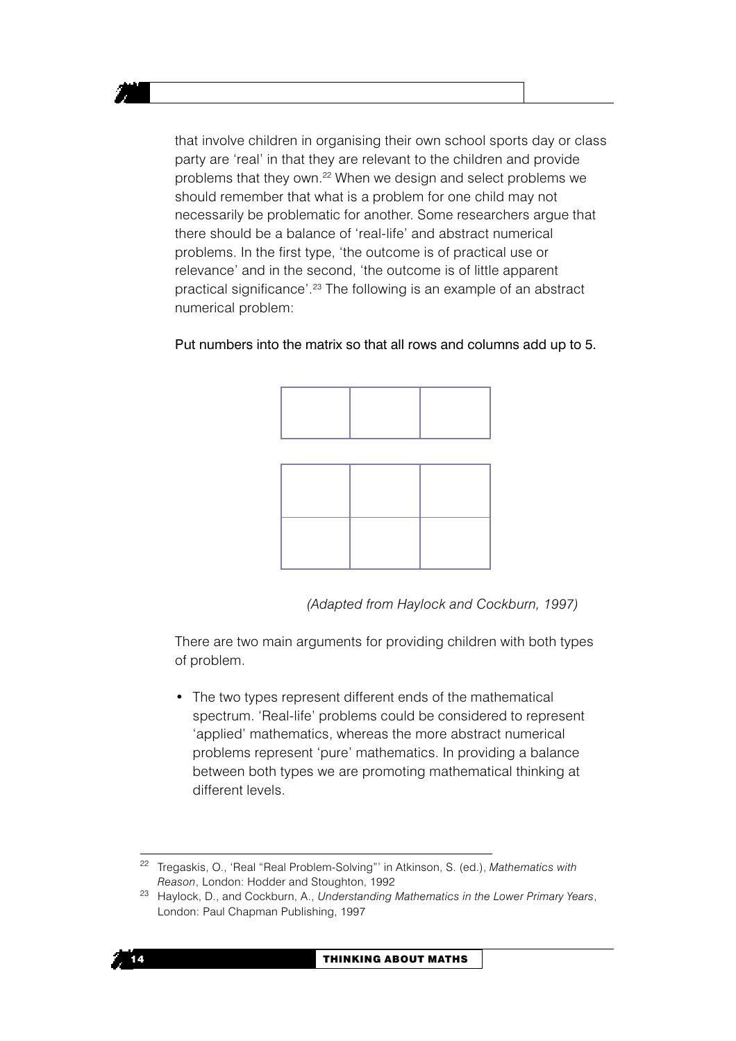that involve children in organising their own school sports day or class party are 'real' in that they are relevant to the children and provide problems that they own.[22] When we design and select problems we should remember that what is a problem for one child may not necessarily be problematic for another. Some researchers argue that there should be a balance of 'real-life' and abstract numerical problems. In the first type, 'the outcome is of practical use or relevance' and in the second, 'the outcome is of little apparent practical significance'.[23] The following is an example of an abstract numerical problem:

Put numbers into the matrix so that all rows and columns add up to 5.

| | | |
|---|---|---|
| | | |

| | | |
|---|---|---|
| | | |
| | | |

*(Adapted from Haylock and Cockburn, 1997)*

There are two main arguments for providing children with both types of problem.

- The two types represent different ends of the mathematical spectrum. 'Real-life' problems could be considered to represent 'applied' mathematics, whereas the more abstract numerical problems represent 'pure' mathematics. In providing a balance between both types we are promoting mathematical thinking at different levels.

---

[22] Tregaskis, O., 'Real "Real Problem-Solving"' in Atkinson, S. (ed.), *Mathematics with Reason*, London: Hodder and Stoughton, 1992

[23] Haylock, D., and Cockburn, A., *Understanding Mathematics in the Lower Primary Years*, London: Paul Chapman Publishing, 1997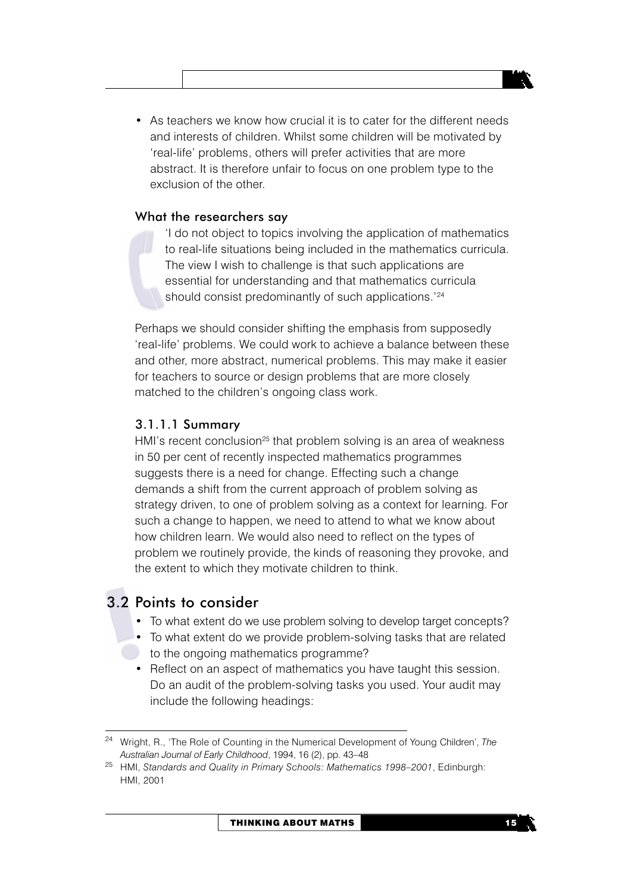- As teachers we know how crucial it is to cater for the different needs and interests of children. Whilst some children will be motivated by 'real-life' problems, others will prefer activities that are more abstract. It is therefore unfair to focus on one problem type to the exclusion of the other.

### What the researchers say

'I do not object to topics involving the application of mathematics to real-life situations being included in the mathematics curricula. The view I wish to challenge is that such applications are essential for understanding and that mathematics curricula should consist predominantly of such applications.'[24]

Perhaps we should consider shifting the emphasis from supposedly 'real-life' problems. We could work to achieve a balance between these and other, more abstract, numerical problems. This may make it easier for teachers to source or design problems that are more closely matched to the children's ongoing class work.

### 3.1.1.1 Summary

HMI's recent conclusion[25] that problem solving is an area of weakness in 50 per cent of recently inspected mathematics programmes suggests there is a need for change. Effecting such a change demands a shift from the current approach of problem solving as strategy driven, to one of problem solving as a context for learning. For such a change to happen, we need to attend to what we know about how children learn. We would also need to reflect on the types of problem we routinely provide, the kinds of reasoning they provoke, and the extent to which they motivate children to think.

## 3.2 Points to consider

- To what extent do we use problem solving to develop target concepts?
- To what extent do we provide problem-solving tasks that are related to the ongoing mathematics programme?
- Reflect on an aspect of mathematics you have taught this session. Do an audit of the problem-solving tasks you used. Your audit may include the following headings:

---

[24] Wright, R., 'The Role of Counting in the Numerical Development of Young Children', *The Australian Journal of Early Childhood*, 1994, 16 (2), pp. 43–48

[25] HMI, *Standards and Quality in Primary Schools: Mathematics 1998–2001*, Edinburgh: HMI, 2001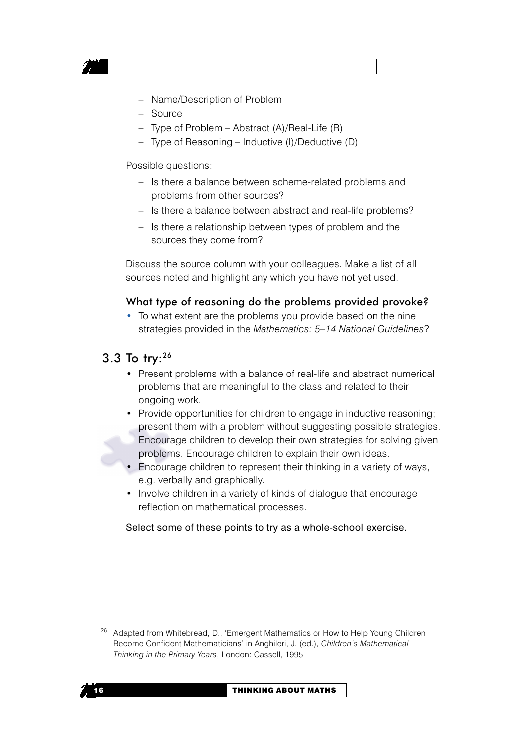- Name/Description of Problem
- Source
- Type of Problem – Abstract (A)/Real-Life (R)
- Type of Reasoning – Inductive (I)/Deductive (D)

Possible questions:

- Is there a balance between scheme-related problems and problems from other sources?
- Is there a balance between abstract and real-life problems?
- Is there a relationship between types of problem and the sources they come from?

Discuss the source column with your colleagues. Make a list of all sources noted and highlight any which you have not yet used.

### What type of reasoning do the problems provided provoke?

- To what extent are the problems you provide based on the nine strategies provided in the *Mathematics: 5–14 National Guidelines*?

## 3.3 To try:[26]

- Present problems with a balance of real-life and abstract numerical problems that are meaningful to the class and related to their ongoing work.
- Provide opportunities for children to engage in inductive reasoning; present them with a problem without suggesting possible strategies. Encourage children to develop their own strategies for solving given problems. Encourage children to explain their own ideas.
- Encourage children to represent their thinking in a variety of ways, e.g. verbally and graphically.
- Involve children in a variety of kinds of dialogue that encourage reflection on mathematical processes.

Select some of these points to try as a whole-school exercise.

---

[26] Adapted from Whitebread, D., 'Emergent Mathematics or How to Help Young Children Become Confident Mathematicians' in Anghileri, J. (ed.), *Children's Mathematical Thinking in the Primary Years*, London: Cassell, 1995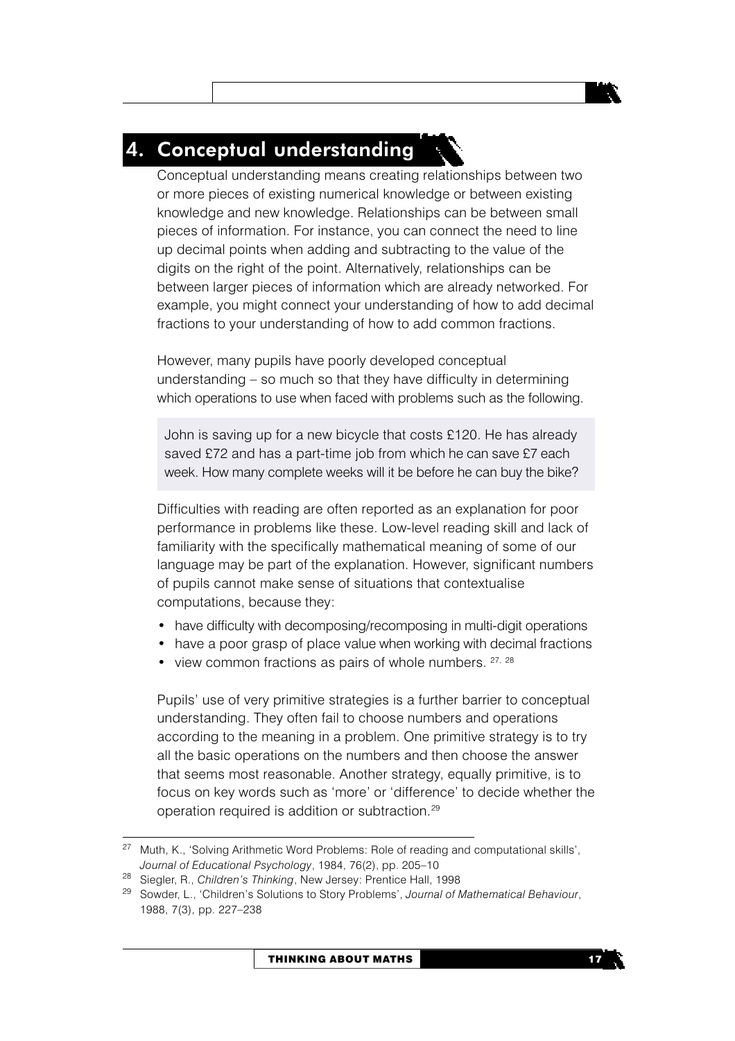## 4. Conceptual understanding

Conceptual understanding means creating relationships between two or more pieces of existing numerical knowledge or between existing knowledge and new knowledge. Relationships can be between small pieces of information. For instance, you can connect the need to line up decimal points when adding and subtracting to the value of the digits on the right of the point. Alternatively, relationships can be between larger pieces of information which are already networked. For example, you might connect your understanding of how to add decimal fractions to your understanding of how to add common fractions.

However, many pupils have poorly developed conceptual understanding – so much so that they have difficulty in determining which operations to use when faced with problems such as the following.

> John is saving up for a new bicycle that costs £120. He has already saved £72 and has a part-time job from which he can save £7 each week. How many complete weeks will it be before he can buy the bike?

Difficulties with reading are often reported as an explanation for poor performance in problems like these. Low-level reading skill and lack of familiarity with the specifically mathematical meaning of some of our language may be part of the explanation. However, significant numbers of pupils cannot make sense of situations that contextualise computations, because they:

- have difficulty with decomposing/recomposing in multi-digit operations
- have a poor grasp of place value when working with decimal fractions
- view common fractions as pairs of whole numbers. [27, 28]

Pupils' use of very primitive strategies is a further barrier to conceptual understanding. They often fail to choose numbers and operations according to the meaning in a problem. One primitive strategy is to try all the basic operations on the numbers and then choose the answer that seems most reasonable. Another strategy, equally primitive, is to focus on key words such as 'more' or 'difference' to decide whether the operation required is addition or subtraction.[29]

---

[27] Muth, K., 'Solving Arithmetic Word Problems: Role of reading and computational skills', *Journal of Educational Psychology*, 1984, 76(2), pp. 205–10

[28] Siegler, R., *Children's Thinking*, New Jersey: Prentice Hall, 1998

[29] Sowder, L., 'Children's Solutions to Story Problems', *Journal of Mathematical Behaviour*, 1988, 7(3), pp. 227–238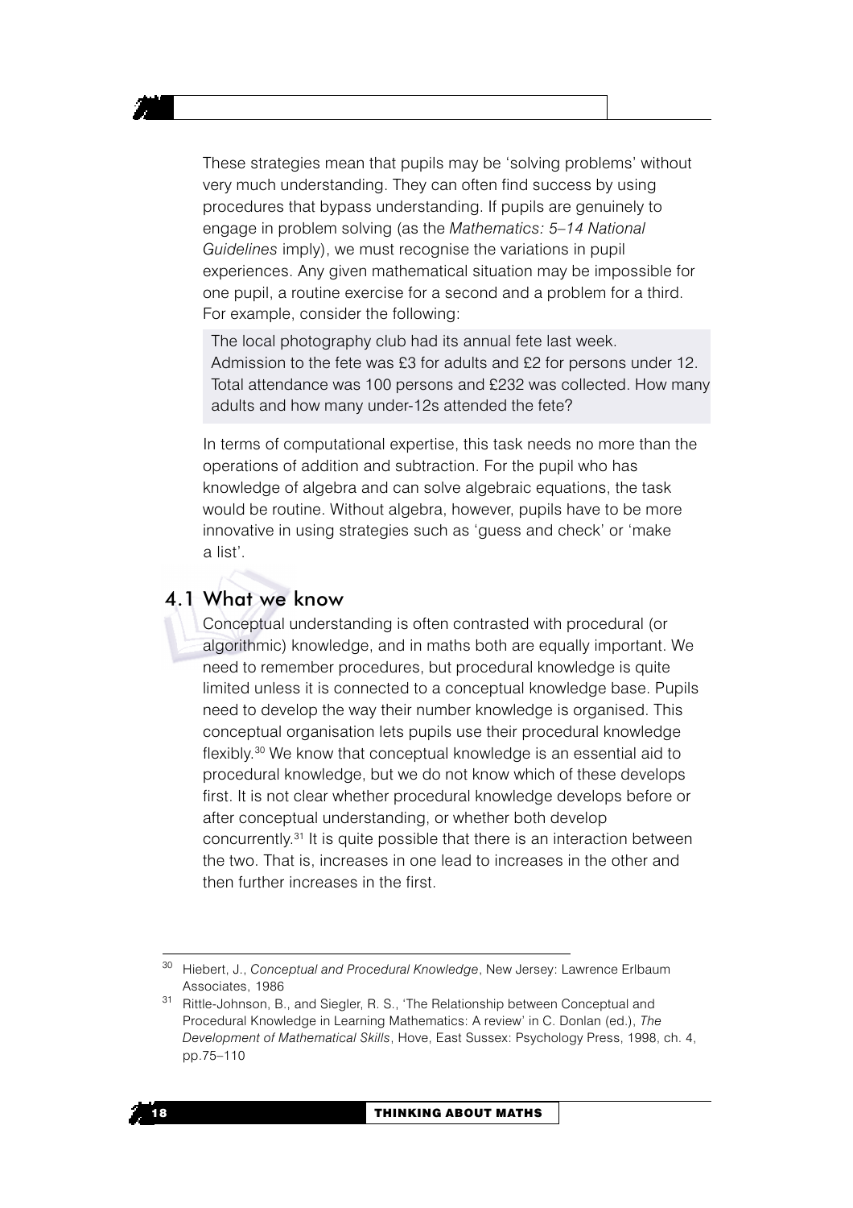These strategies mean that pupils may be 'solving problems' without very much understanding. They can often find success by using procedures that bypass understanding. If pupils are genuinely to engage in problem solving (as the *Mathematics: 5–14 National Guidelines* imply), we must recognise the variations in pupil experiences. Any given mathematical situation may be impossible for one pupil, a routine exercise for a second and a problem for a third. For example, consider the following:

> The local photography club had its annual fete last week. Admission to the fete was £3 for adults and £2 for persons under 12. Total attendance was 100 persons and £232 was collected. How many adults and how many under-12s attended the fete?

In terms of computational expertise, this task needs no more than the operations of addition and subtraction. For the pupil who has knowledge of algebra and can solve algebraic equations, the task would be routine. Without algebra, however, pupils have to be more innovative in using strategies such as 'guess and check' or 'make a list'.

## 4.1 What we know

Conceptual understanding is often contrasted with procedural (or algorithmic) knowledge, and in maths both are equally important. We need to remember procedures, but procedural knowledge is quite limited unless it is connected to a conceptual knowledge base. Pupils need to develop the way their number knowledge is organised. This conceptual organisation lets pupils use their procedural knowledge flexibly.[30] We know that conceptual knowledge is an essential aid to procedural knowledge, but we do not know which of these develops first. It is not clear whether procedural knowledge develops before or after conceptual understanding, or whether both develop concurrently.[31] It is quite possible that there is an interaction between the two. That is, increases in one lead to increases in the other and then further increases in the first.

---

[30] Hiebert, J., *Conceptual and Procedural Knowledge*, New Jersey: Lawrence Erlbaum Associates, 1986

[31] Rittle-Johnson, B., and Siegler, R. S., 'The Relationship between Conceptual and Procedural Knowledge in Learning Mathematics: A review' in C. Donlan (ed.), *The Development of Mathematical Skills*, Hove, East Sussex: Psychology Press, 1998, ch. 4, pp.75–110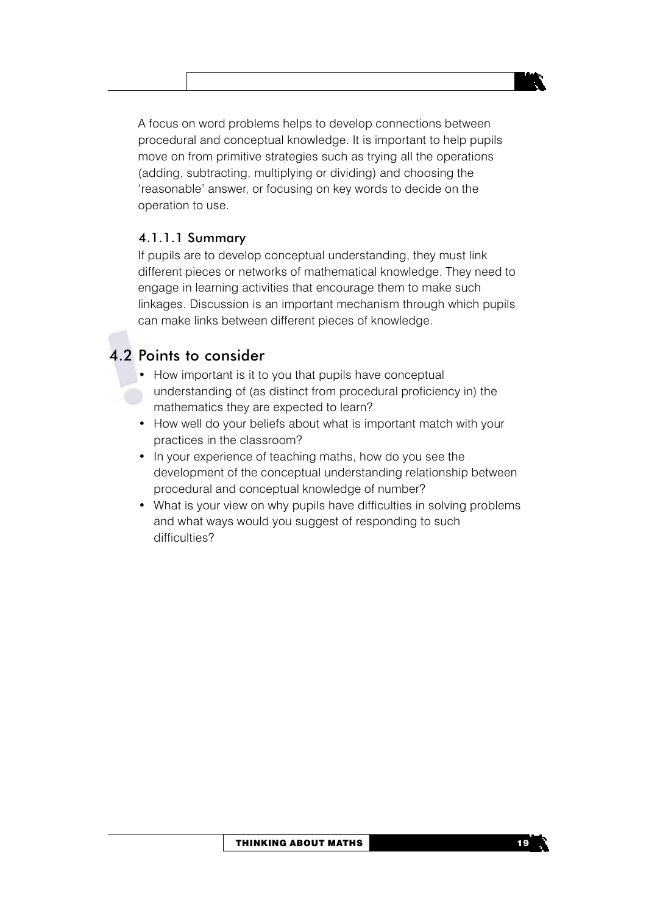A focus on word problems helps to develop connections between procedural and conceptual knowledge. It is important to help pupils move on from primitive strategies such as trying all the operations (adding, subtracting, multiplying or dividing) and choosing the 'reasonable' answer, or focusing on key words to decide on the operation to use.

### 4.1.1.1 Summary

If pupils are to develop conceptual understanding, they must link different pieces or networks of mathematical knowledge. They need to engage in learning activities that encourage them to make such linkages. Discussion is an important mechanism through which pupils can make links between different pieces of knowledge.

## 4.2 Points to consider

- How important is it to you that pupils have conceptual understanding of (as distinct from procedural proficiency in) the mathematics they are expected to learn?
- How well do your beliefs about what is important match with your practices in the classroom?
- In your experience of teaching maths, how do you see the development of the conceptual understanding relationship between procedural and conceptual knowledge of number?
- What is your view on why pupils have difficulties in solving problems and what ways would you suggest of responding to such difficulties?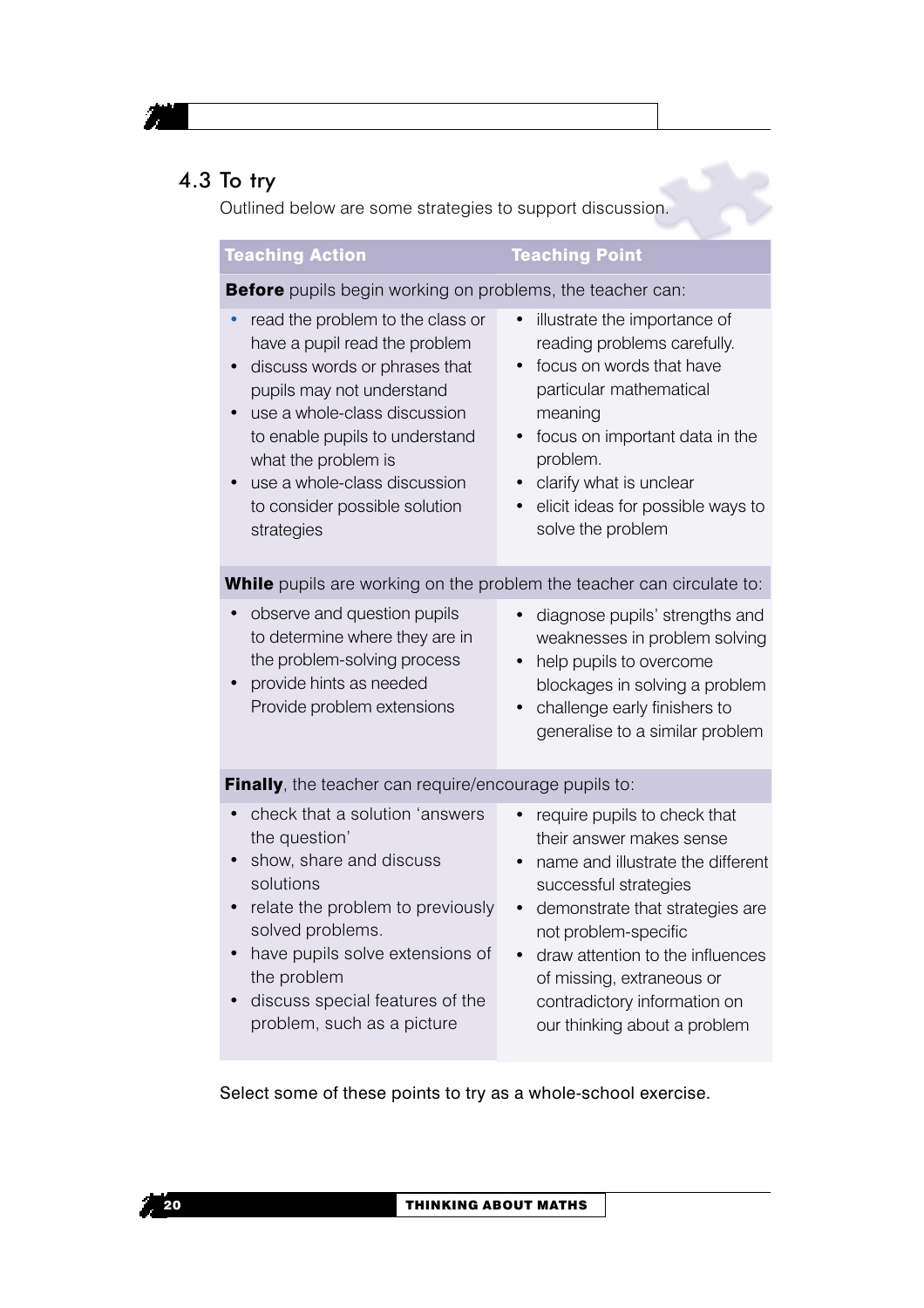## 4.3 To try

Outlined below are some strategies to support discussion.

| Teaching Action | Teaching Point |
| --- | --- |
| **Before** pupils begin working on problems, the teacher can: | |
| • read the problem to the class or have a pupil read the problem<br>• discuss words or phrases that pupils may not understand<br>• use a whole-class discussion to enable pupils to understand what the problem is<br>• use a whole-class discussion to consider possible solution strategies | • illustrate the importance of reading problems carefully.<br>• focus on words that have particular mathematical meaning<br>• focus on important data in the problem.<br>• clarify what is unclear<br>• elicit ideas for possible ways to solve the problem |
| **While** pupils are working on the problem the teacher can circulate to: | |
| • observe and question pupils to determine where they are in the problem-solving process<br>• provide hints as needed<br>Provide problem extensions | • diagnose pupils' strengths and weaknesses in problem solving<br>• help pupils to overcome blockages in solving a problem<br>• challenge early finishers to generalise to a similar problem |
| **Finally**, the teacher can require/encourage pupils to: | |
| • check that a solution 'answers the question'<br>• show, share and discuss solutions<br>• relate the problem to previously solved problems.<br>• have pupils solve extensions of the problem<br>• discuss special features of the problem, such as a picture | • require pupils to check that their answer makes sense<br>• name and illustrate the different successful strategies<br>• demonstrate that strategies are not problem-specific<br>• draw attention to the influences of missing, extraneous or contradictory information on our thinking about a problem |

Select some of these points to try as a whole-school exercise.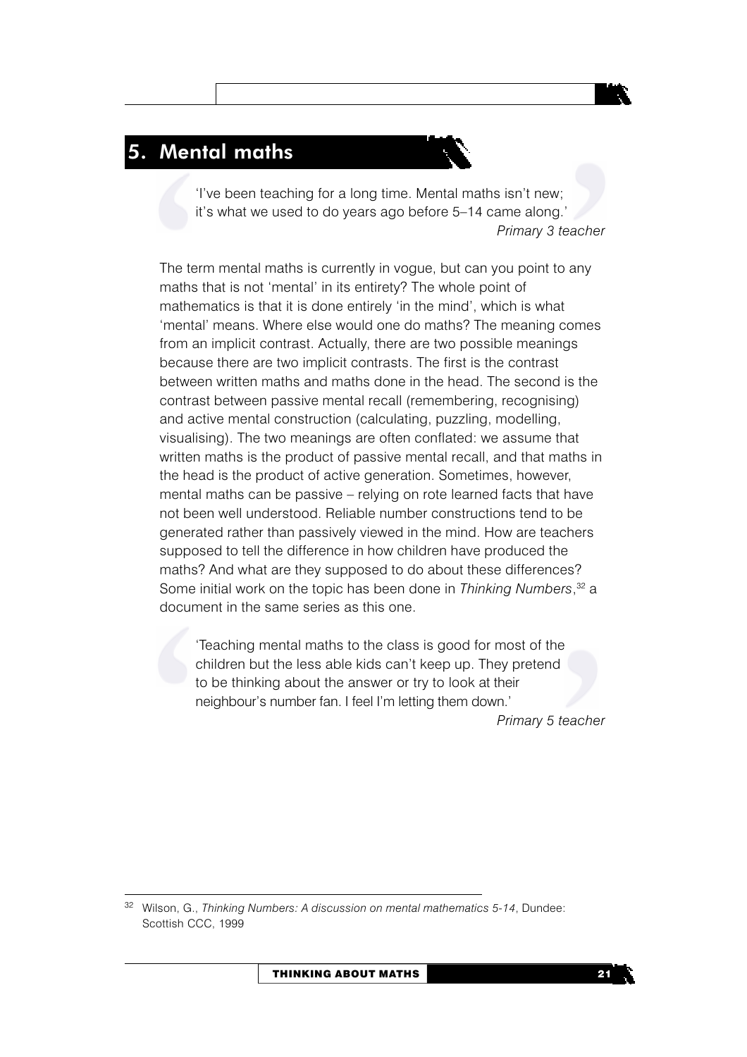# 5. Mental maths

> 'I've been teaching for a long time. Mental maths isn't new; it's what we used to do years ago before 5–14 came along.'
>
> *Primary 3 teacher*

The term mental maths is currently in vogue, but can you point to any maths that is not 'mental' in its entirety? The whole point of mathematics is that it is done entirely 'in the mind', which is what 'mental' means. Where else would one do maths? The meaning comes from an implicit contrast. Actually, there are two possible meanings because there are two implicit contrasts. The first is the contrast between written maths and maths done in the head. The second is the contrast between passive mental recall (remembering, recognising) and active mental construction (calculating, puzzling, modelling, visualising). The two meanings are often conflated: we assume that written maths is the product of passive mental recall, and that maths in the head is the product of active generation. Sometimes, however, mental maths can be passive – relying on rote learned facts that have not been well understood. Reliable number constructions tend to be generated rather than passively viewed in the mind. How are teachers supposed to tell the difference in how children have produced the maths? And what are they supposed to do about these differences? Some initial work on the topic has been done in *Thinking Numbers*,[32] a document in the same series as this one.

> 'Teaching mental maths to the class is good for most of the children but the less able kids can't keep up. They pretend to be thinking about the answer or try to look at their neighbour's number fan. I feel I'm letting them down.'
>
> *Primary 5 teacher*

---

[32] Wilson, G., *Thinking Numbers: A discussion on mental mathematics 5-14*, Dundee: Scottish CCC, 1999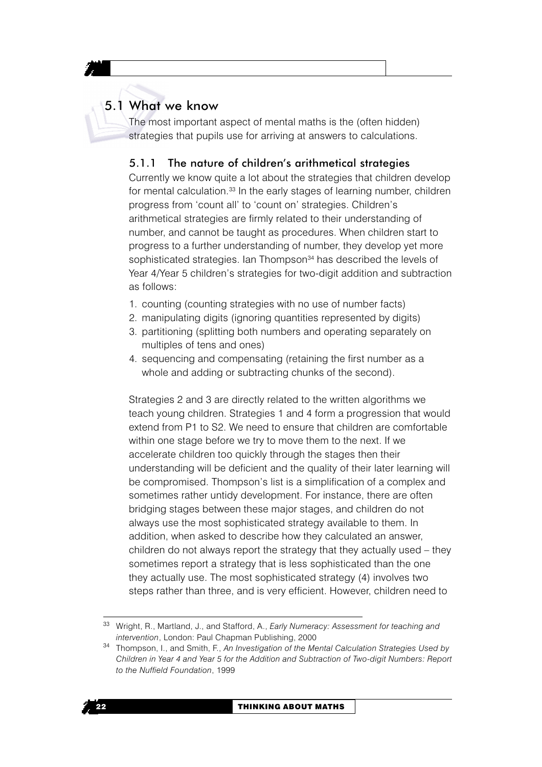## 5.1 What we know

The most important aspect of mental maths is the (often hidden) strategies that pupils use for arriving at answers to calculations.

### 5.1.1 The nature of children's arithmetical strategies

Currently we know quite a lot about the strategies that children develop for mental calculation.[33] In the early stages of learning number, children progress from 'count all' to 'count on' strategies. Children's arithmetical strategies are firmly related to their understanding of number, and cannot be taught as procedures. When children start to progress to a further understanding of number, they develop yet more sophisticated strategies. Ian Thompson[34] has described the levels of Year 4/Year 5 children's strategies for two-digit addition and subtraction as follows:

1. counting (counting strategies with no use of number facts)
2. manipulating digits (ignoring quantities represented by digits)
3. partitioning (splitting both numbers and operating separately on multiples of tens and ones)
4. sequencing and compensating (retaining the first number as a whole and adding or subtracting chunks of the second).

Strategies 2 and 3 are directly related to the written algorithms we teach young children. Strategies 1 and 4 form a progression that would extend from P1 to S2. We need to ensure that children are comfortable within one stage before we try to move them to the next. If we accelerate children too quickly through the stages then their understanding will be deficient and the quality of their later learning will be compromised. Thompson's list is a simplification of a complex and sometimes rather untidy development. For instance, there are often bridging stages between these major stages, and children do not always use the most sophisticated strategy available to them. In addition, when asked to describe how they calculated an answer, children do not always report the strategy that they actually used – they sometimes report a strategy that is less sophisticated than the one they actually use. The most sophisticated strategy (4) involves two steps rather than three, and is very efficient. However, children need to

---

[33] Wright, R., Martland, J., and Stafford, A., *Early Numeracy: Assessment for teaching and intervention*, London: Paul Chapman Publishing, 2000

[34] Thompson, I., and Smith, F., *An Investigation of the Mental Calculation Strategies Used by Children in Year 4 and Year 5 for the Addition and Subtraction of Two-digit Numbers: Report to the Nuffield Foundation*, 1999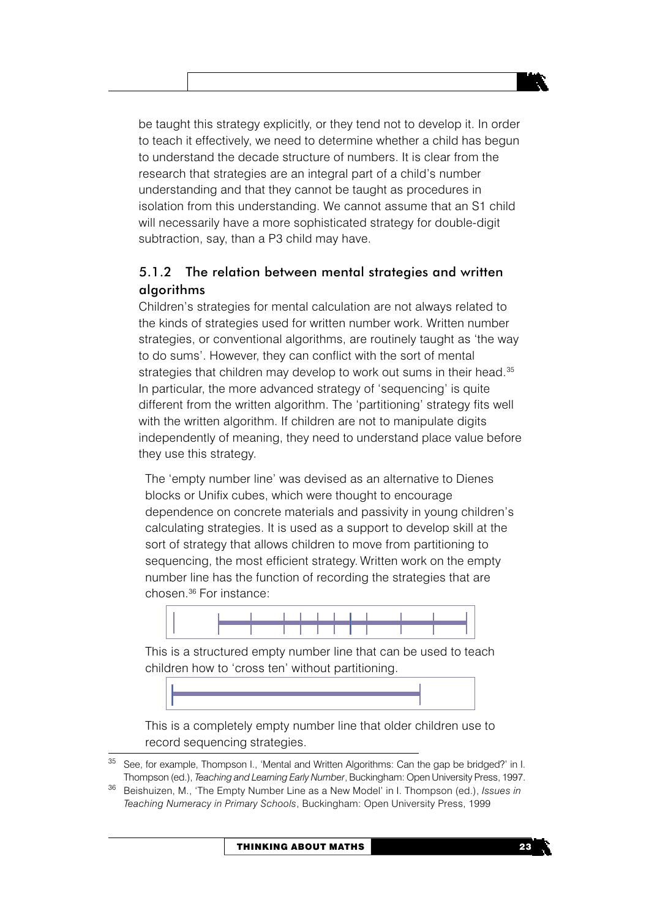be taught this strategy explicitly, or they tend not to develop it. In order to teach it effectively, we need to determine whether a child has begun to understand the decade structure of numbers. It is clear from the research that strategies are an integral part of a child's number understanding and that they cannot be taught as procedures in isolation from this understanding. We cannot assume that an S1 child will necessarily have a more sophisticated strategy for double-digit subtraction, say, than a P3 child may have.

### 5.1.2 The relation between mental strategies and written algorithms

Children's strategies for mental calculation are not always related to the kinds of strategies used for written number work. Written number strategies, or conventional algorithms, are routinely taught as 'the way to do sums'. However, they can conflict with the sort of mental strategies that children may develop to work out sums in their head.[35] In particular, the more advanced strategy of 'sequencing' is quite different from the written algorithm. The 'partitioning' strategy fits well with the written algorithm. If children are not to manipulate digits independently of meaning, they need to understand place value before they use this strategy.

The 'empty number line' was devised as an alternative to Dienes blocks or Unifix cubes, which were thought to encourage dependence on concrete materials and passivity in young children's calculating strategies. It is used as a support to develop skill at the sort of strategy that allows children to move from partitioning to sequencing, the most efficient strategy. Written work on the empty number line has the function of recording the strategies that are chosen.[36] For instance:

This is a structured empty number line that can be used to teach children how to 'cross ten' without partitioning.

This is a completely empty number line that older children use to record sequencing strategies.

[35] See, for example, Thompson I., 'Mental and Written Algorithms: Can the gap be bridged?' in I. Thompson (ed.), *Teaching and Learning Early Number*, Buckingham: Open University Press, 1997.

[36] Beishuizen, M., 'The Empty Number Line as a New Model' in I. Thompson (ed.), *Issues in Teaching Numeracy in Primary Schools*, Buckingham: Open University Press, 1999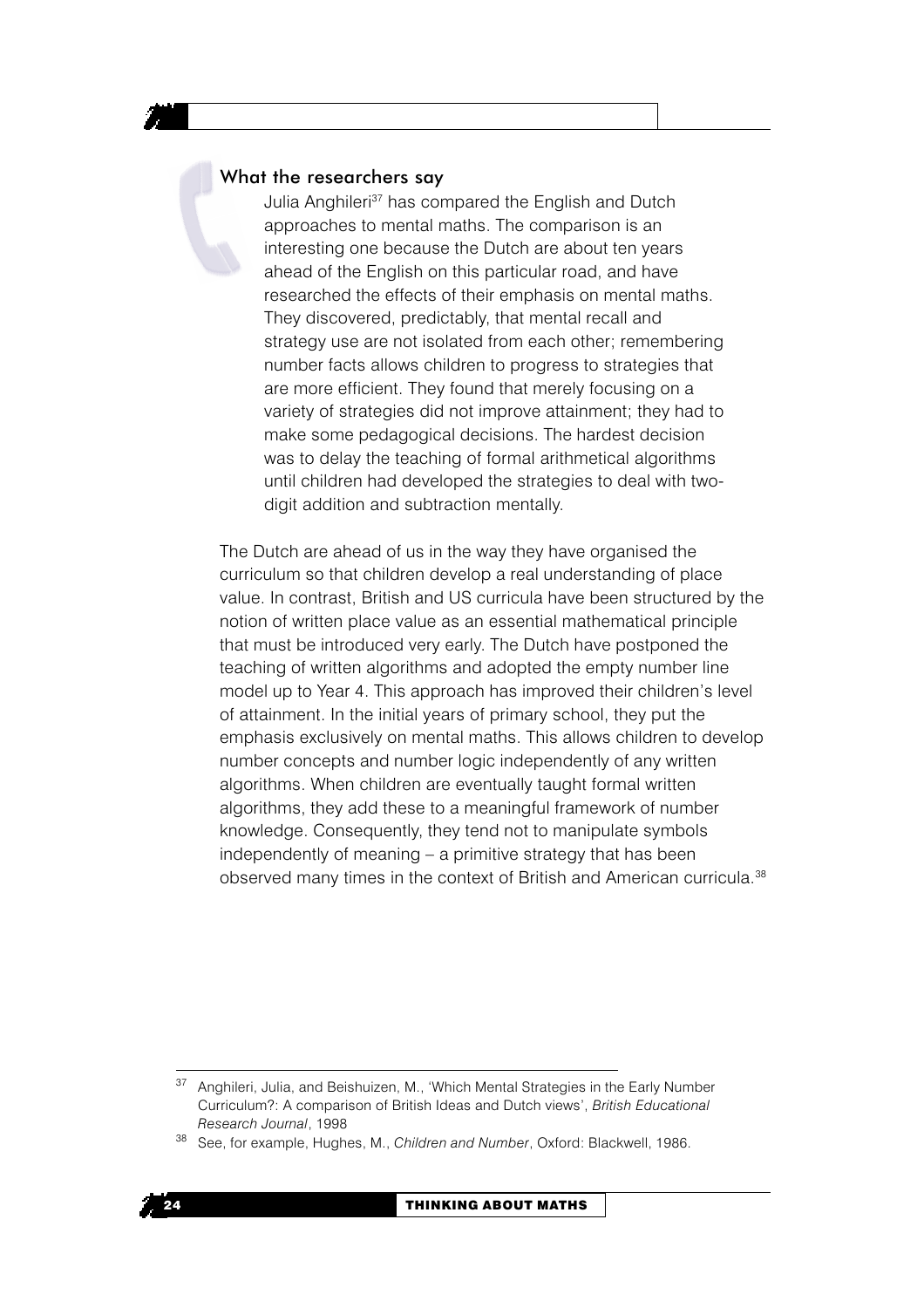### What the researchers say

Julia Anghileri[37] has compared the English and Dutch approaches to mental maths. The comparison is an interesting one because the Dutch are about ten years ahead of the English on this particular road, and have researched the effects of their emphasis on mental maths. They discovered, predictably, that mental recall and strategy use are not isolated from each other; remembering number facts allows children to progress to strategies that are more efficient. They found that merely focusing on a variety of strategies did not improve attainment; they had to make some pedagogical decisions. The hardest decision was to delay the teaching of formal arithmetical algorithms until children had developed the strategies to deal with two-digit addition and subtraction mentally.

The Dutch are ahead of us in the way they have organised the curriculum so that children develop a real understanding of place value. In contrast, British and US curricula have been structured by the notion of written place value as an essential mathematical principle that must be introduced very early. The Dutch have postponed the teaching of written algorithms and adopted the empty number line model up to Year 4. This approach has improved their children's level of attainment. In the initial years of primary school, they put the emphasis exclusively on mental maths. This allows children to develop number concepts and number logic independently of any written algorithms. When children are eventually taught formal written algorithms, they add these to a meaningful framework of number knowledge. Consequently, they tend not to manipulate symbols independently of meaning – a primitive strategy that has been observed many times in the context of British and American curricula.[38]

---

[37] Anghileri, Julia, and Beishuizen, M., 'Which Mental Strategies in the Early Number Curriculum?: A comparison of British Ideas and Dutch views', *British Educational Research Journal*, 1998

[38] See, for example, Hughes, M., *Children and Number*, Oxford: Blackwell, 1986.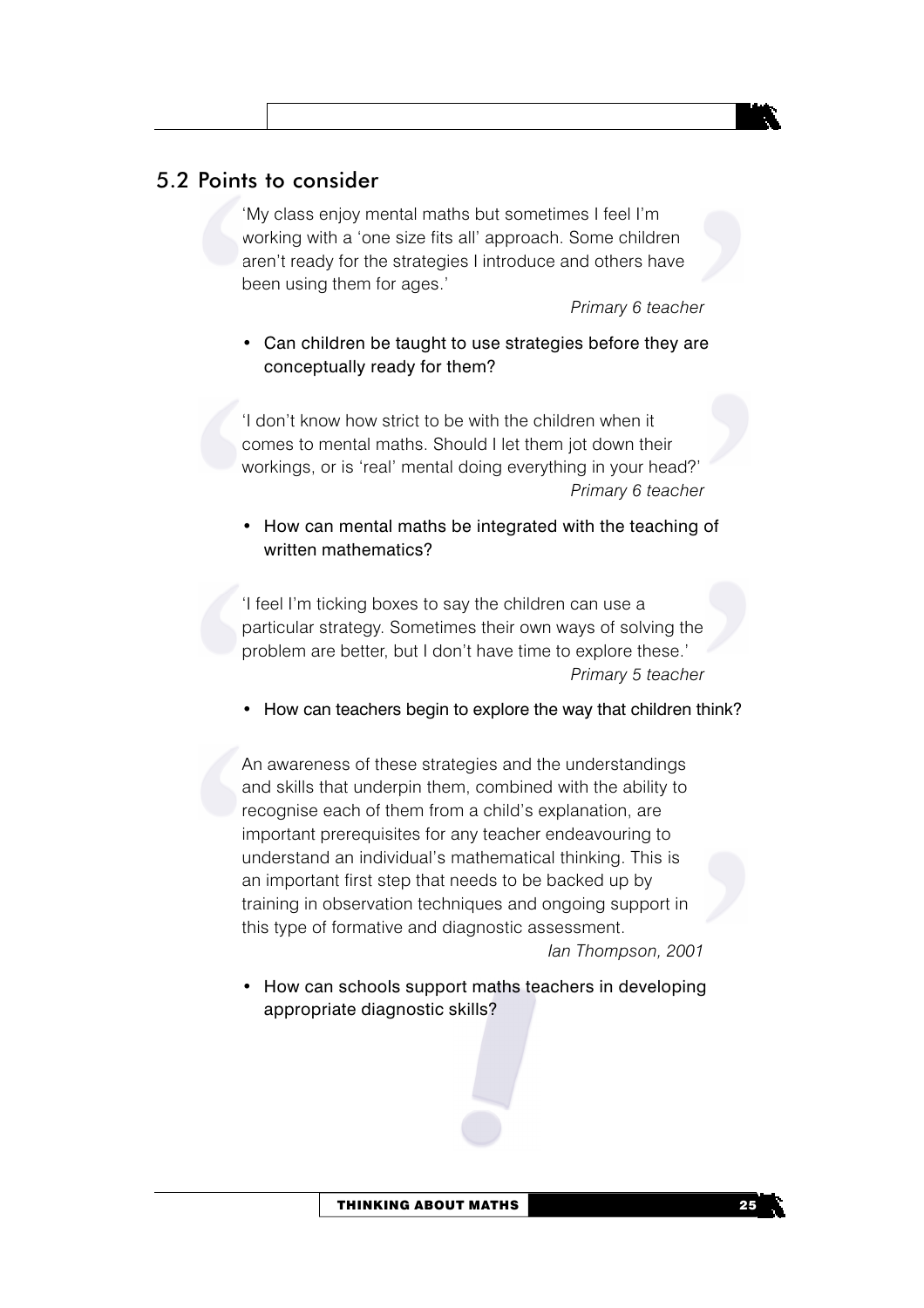## 5.2 Points to consider

'My class enjoy mental maths but sometimes I feel I'm working with a 'one size fits all' approach. Some children aren't ready for the strategies I introduce and others have been using them for ages.'

*Primary 6 teacher*

- Can children be taught to use strategies before they are conceptually ready for them?

'I don't know how strict to be with the children when it comes to mental maths. Should I let them jot down their workings, or is 'real' mental doing everything in your head?'

*Primary 6 teacher*

- How can mental maths be integrated with the teaching of written mathematics?

'I feel I'm ticking boxes to say the children can use a particular strategy. Sometimes their own ways of solving the problem are better, but I don't have time to explore these.'

*Primary 5 teacher*

- How can teachers begin to explore the way that children think?

An awareness of these strategies and the understandings and skills that underpin them, combined with the ability to recognise each of them from a child's explanation, are important prerequisites for any teacher endeavouring to understand an individual's mathematical thinking. This is an important first step that needs to be backed up by training in observation techniques and ongoing support in this type of formative and diagnostic assessment.

*Ian Thompson, 2001*

- How can schools support maths teachers in developing appropriate diagnostic skills?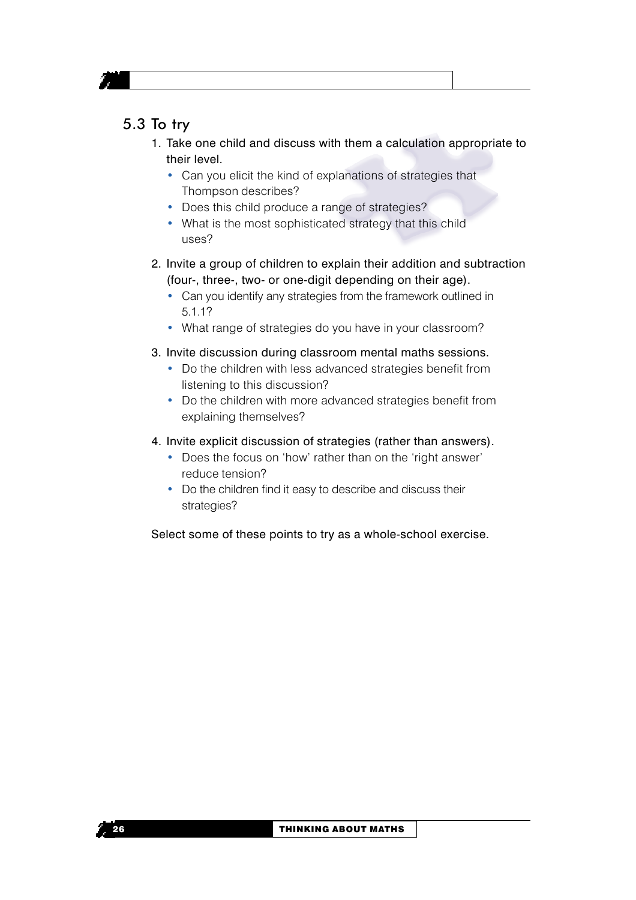## 5.3 To try

1. Take one child and discuss with them a calculation appropriate to their level.
   - Can you elicit the kind of explanations of strategies that Thompson describes?
   - Does this child produce a range of strategies?
   - What is the most sophisticated strategy that this child uses?

2. Invite a group of children to explain their addition and subtraction (four-, three-, two- or one-digit depending on their age).
   - Can you identify any strategies from the framework outlined in 5.1.1?
   - What range of strategies do you have in your classroom?

3. Invite discussion during classroom mental maths sessions.
   - Do the children with less advanced strategies benefit from listening to this discussion?
   - Do the children with more advanced strategies benefit from explaining themselves?

4. Invite explicit discussion of strategies (rather than answers).
   - Does the focus on 'how' rather than on the 'right answer' reduce tension?
   - Do the children find it easy to describe and discuss their strategies?

Select some of these points to try as a whole-school exercise.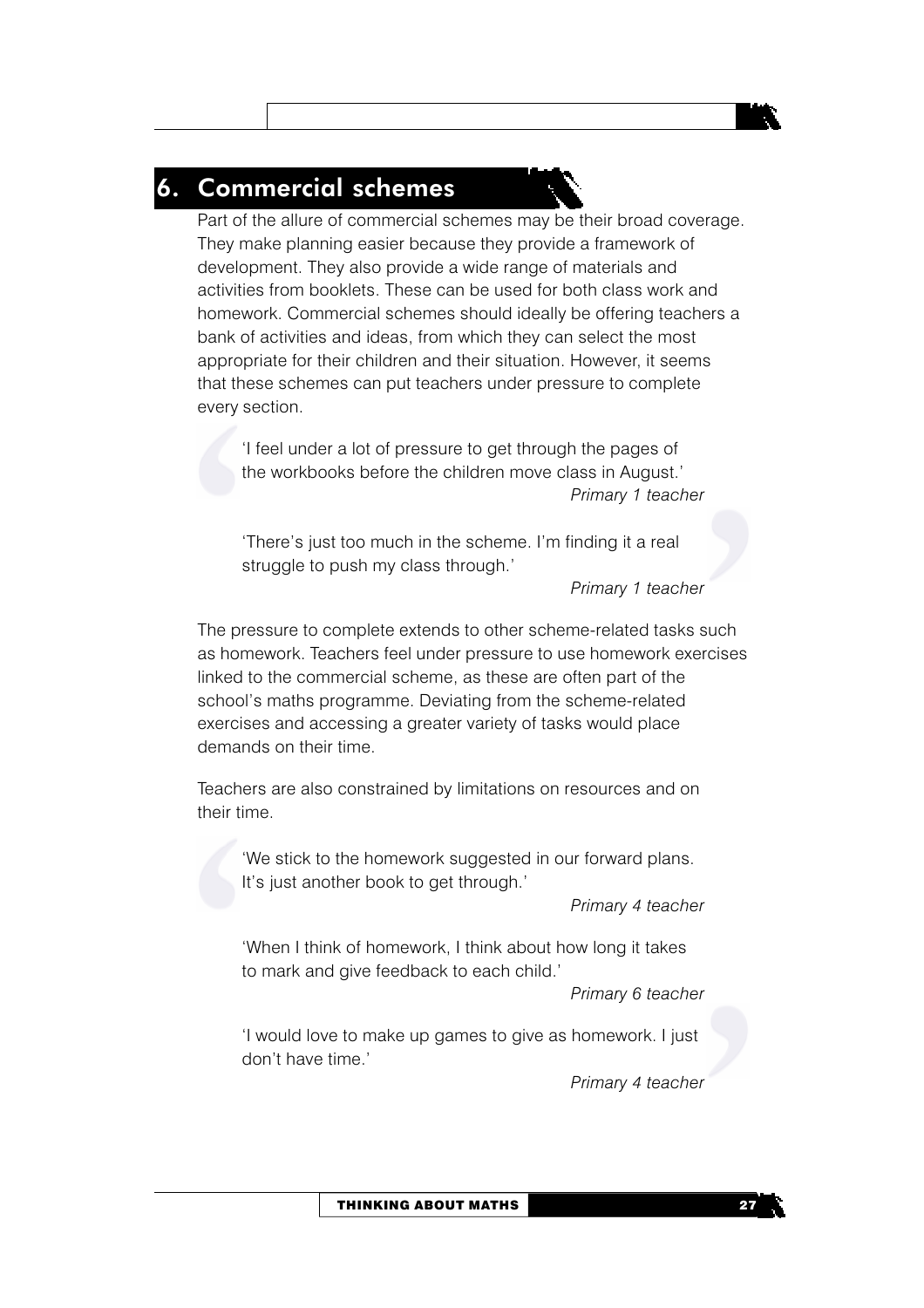## 6. Commercial schemes

Part of the allure of commercial schemes may be their broad coverage. They make planning easier because they provide a framework of development. They also provide a wide range of materials and activities from booklets. These can be used for both class work and homework. Commercial schemes should ideally be offering teachers a bank of activities and ideas, from which they can select the most appropriate for their children and their situation. However, it seems that these schemes can put teachers under pressure to complete every section.

> 'I feel under a lot of pressure to get through the pages of the workbooks before the children move class in August.'
>
> *Primary 1 teacher*
>
> 'There's just too much in the scheme. I'm finding it a real struggle to push my class through.'
>
> *Primary 1 teacher*

The pressure to complete extends to other scheme-related tasks such as homework. Teachers feel under pressure to use homework exercises linked to the commercial scheme, as these are often part of the school's maths programme. Deviating from the scheme-related exercises and accessing a greater variety of tasks would place demands on their time.

Teachers are also constrained by limitations on resources and on their time.

> 'We stick to the homework suggested in our forward plans. It's just another book to get through.'
>
> *Primary 4 teacher*
>
> 'When I think of homework, I think about how long it takes to mark and give feedback to each child.'
>
> *Primary 6 teacher*
>
> 'I would love to make up games to give as homework. I just don't have time.'
>
> *Primary 4 teacher*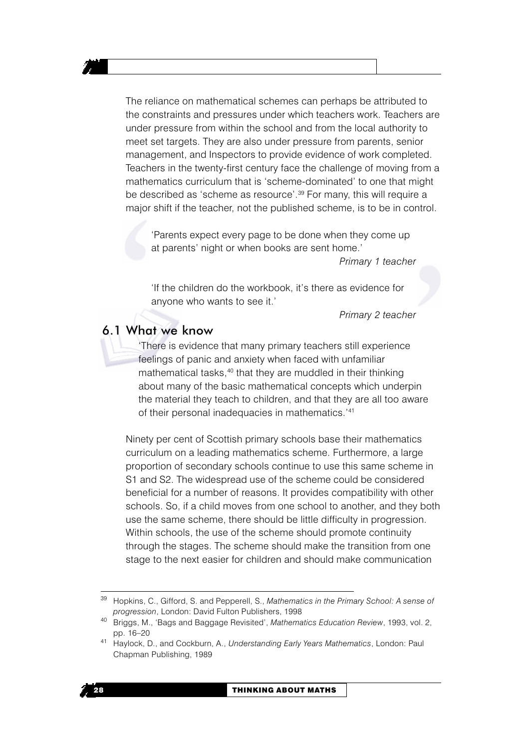The reliance on mathematical schemes can perhaps be attributed to the constraints and pressures under which teachers work. Teachers are under pressure from within the school and from the local authority to meet set targets. They are also under pressure from parents, senior management, and Inspectors to provide evidence of work completed. Teachers in the twenty-first century face the challenge of moving from a mathematics curriculum that is 'scheme-dominated' to one that might be described as 'scheme as resource'.[39] For many, this will require a major shift if the teacher, not the published scheme, is to be in control.

> 'Parents expect every page to be done when they come up at parents' night or when books are sent home.'
>
> *Primary 1 teacher*
>
> 'If the children do the workbook, it's there as evidence for anyone who wants to see it.'
>
> *Primary 2 teacher*

## 6.1 What we know

> 'There is evidence that many primary teachers still experience feelings of panic and anxiety when faced with unfamiliar mathematical tasks,[40] that they are muddled in their thinking about many of the basic mathematical concepts which underpin the material they teach to children, and that they are all too aware of their personal inadequacies in mathematics.'[41]

Ninety per cent of Scottish primary schools base their mathematics curriculum on a leading mathematics scheme. Furthermore, a large proportion of secondary schools continue to use this same scheme in S1 and S2. The widespread use of the scheme could be considered beneficial for a number of reasons. It provides compatibility with other schools. So, if a child moves from one school to another, and they both use the same scheme, there should be little difficulty in progression. Within schools, the use of the scheme should promote continuity through the stages. The scheme should make the transition from one stage to the next easier for children and should make communication

---

[39] Hopkins, C., Gifford, S. and Pepperell, S., *Mathematics in the Primary School: A sense of progression*, London: David Fulton Publishers, 1998

[40] Briggs, M., 'Bags and Baggage Revisited', *Mathematics Education Review*, 1993, vol. 2, pp. 16–20

[41] Haylock, D., and Cockburn, A., *Understanding Early Years Mathematics*, London: Paul Chapman Publishing, 1989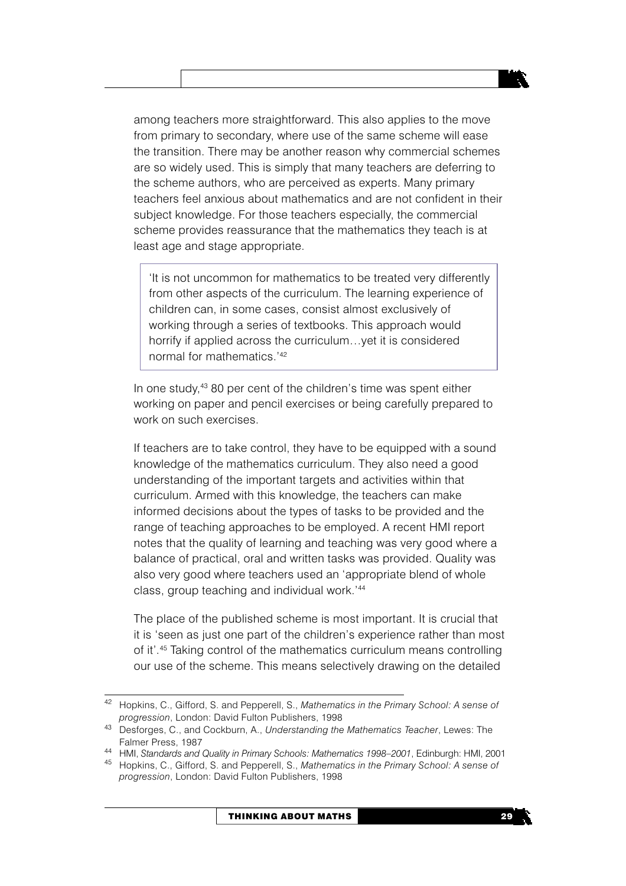among teachers more straightforward. This also applies to the move from primary to secondary, where use of the same scheme will ease the transition. There may be another reason why commercial schemes are so widely used. This is simply that many teachers are deferring to the scheme authors, who are perceived as experts. Many primary teachers feel anxious about mathematics and are not confident in their subject knowledge. For those teachers especially, the commercial scheme provides reassurance that the mathematics they teach is at least age and stage appropriate.

> 'It is not uncommon for mathematics to be treated very differently from other aspects of the curriculum. The learning experience of children can, in some cases, consist almost exclusively of working through a series of textbooks. This approach would horrify if applied across the curriculum…yet it is considered normal for mathematics.'[42]

In one study,[43] 80 per cent of the children's time was spent either working on paper and pencil exercises or being carefully prepared to work on such exercises.

If teachers are to take control, they have to be equipped with a sound knowledge of the mathematics curriculum. They also need a good understanding of the important targets and activities within that curriculum. Armed with this knowledge, the teachers can make informed decisions about the types of tasks to be provided and the range of teaching approaches to be employed. A recent HMI report notes that the quality of learning and teaching was very good where a balance of practical, oral and written tasks was provided. Quality was also very good where teachers used an 'appropriate blend of whole class, group teaching and individual work.'[44]

The place of the published scheme is most important. It is crucial that it is 'seen as just one part of the children's experience rather than most of it'.[45] Taking control of the mathematics curriculum means controlling our use of the scheme. This means selectively drawing on the detailed

---

[42] Hopkins, C., Gifford, S. and Pepperell, S., *Mathematics in the Primary School: A sense of progression*, London: David Fulton Publishers, 1998

[43] Desforges, C., and Cockburn, A., *Understanding the Mathematics Teacher*, Lewes: The Falmer Press, 1987

[44] HMI, *Standards and Quality in Primary Schools: Mathematics 1998–2001*, Edinburgh: HMI, 2001

[45] Hopkins, C., Gifford, S. and Pepperell, S., *Mathematics in the Primary School: A sense of progression*, London: David Fulton Publishers, 1998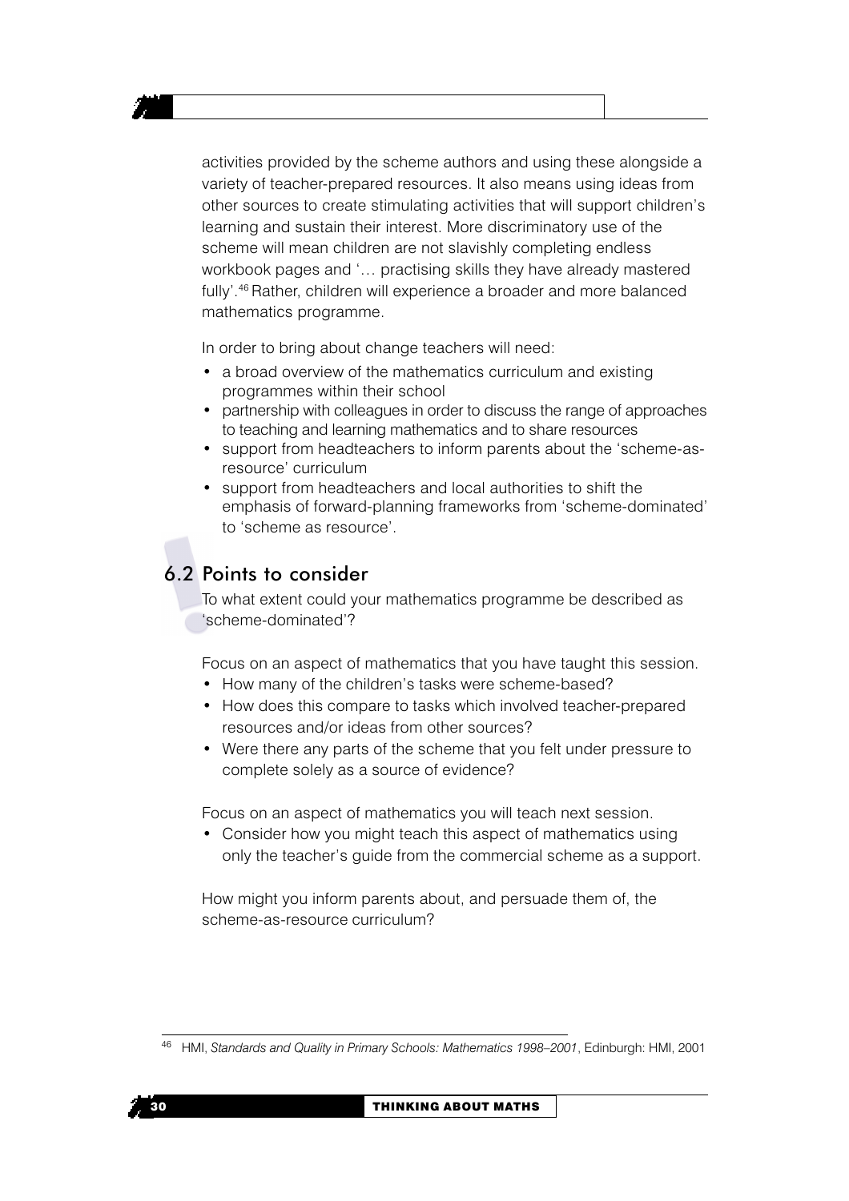activities provided by the scheme authors and using these alongside a variety of teacher-prepared resources. It also means using ideas from other sources to create stimulating activities that will support children's learning and sustain their interest. More discriminatory use of the scheme will mean children are not slavishly completing endless workbook pages and '… practising skills they have already mastered fully'.[46] Rather, children will experience a broader and more balanced mathematics programme.

In order to bring about change teachers will need:

- a broad overview of the mathematics curriculum and existing programmes within their school
- partnership with colleagues in order to discuss the range of approaches to teaching and learning mathematics and to share resources
- support from headteachers to inform parents about the 'scheme-as-resource' curriculum
- support from headteachers and local authorities to shift the emphasis of forward-planning frameworks from 'scheme-dominated' to 'scheme as resource'.

## 6.2 Points to consider

To what extent could your mathematics programme be described as 'scheme-dominated'?

Focus on an aspect of mathematics that you have taught this session.

- How many of the children's tasks were scheme-based?
- How does this compare to tasks which involved teacher-prepared resources and/or ideas from other sources?
- Were there any parts of the scheme that you felt under pressure to complete solely as a source of evidence?

Focus on an aspect of mathematics you will teach next session.

- Consider how you might teach this aspect of mathematics using only the teacher's guide from the commercial scheme as a support.

How might you inform parents about, and persuade them of, the scheme-as-resource curriculum?

---

[46] HMI, *Standards and Quality in Primary Schools: Mathematics 1998–2001*, Edinburgh: HMI, 2001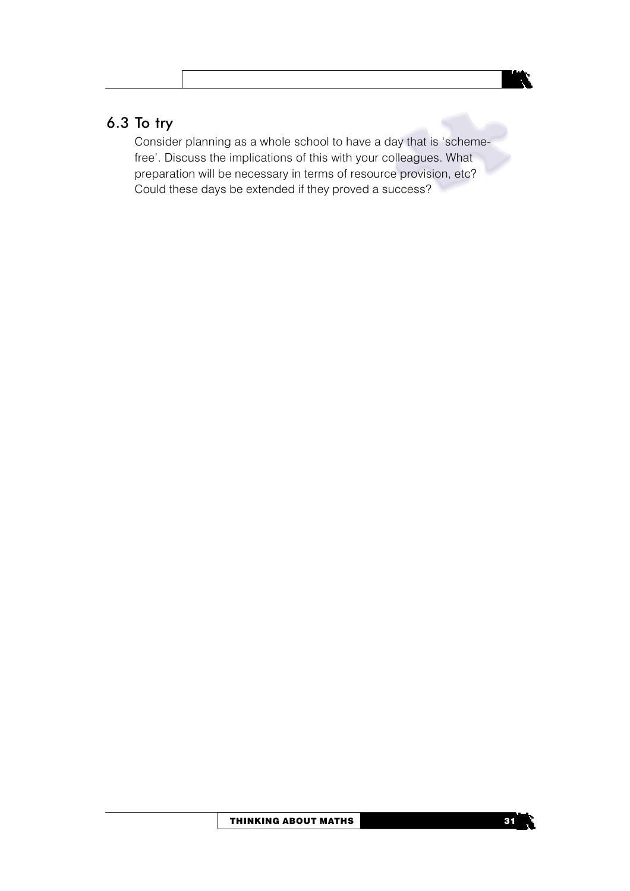## 6.3 To try

Consider planning as a whole school to have a day that is 'scheme-free'. Discuss the implications of this with your colleagues. What preparation will be necessary in terms of resource provision, etc? Could these days be extended if they proved a success?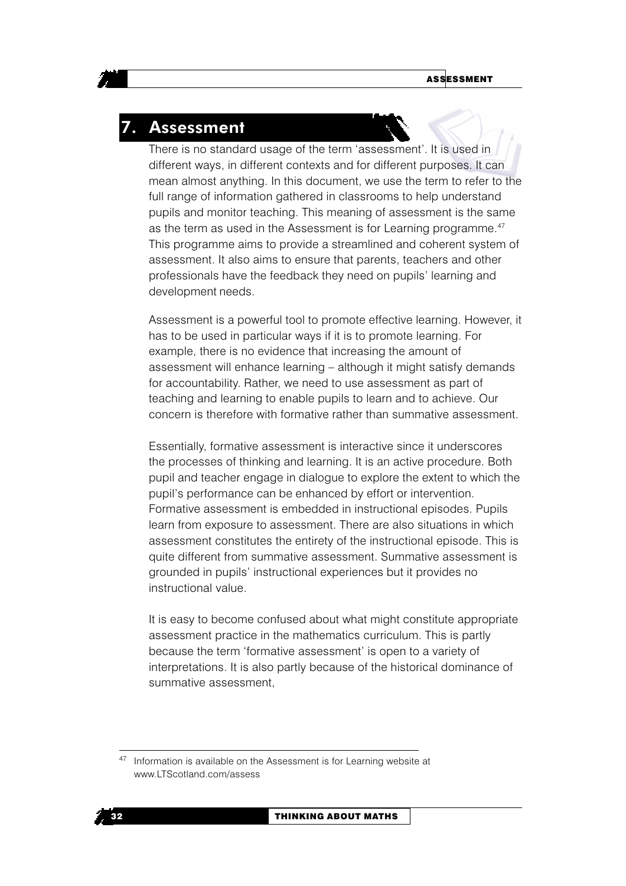# 7. Assessment

There is no standard usage of the term 'assessment'. It is used in different ways, in different contexts and for different purposes. It can mean almost anything. In this document, we use the term to refer to the full range of information gathered in classrooms to help understand pupils and monitor teaching. This meaning of assessment is the same as the term as used in the Assessment is for Learning programme.[47] This programme aims to provide a streamlined and coherent system of assessment. It also aims to ensure that parents, teachers and other professionals have the feedback they need on pupils' learning and development needs.

Assessment is a powerful tool to promote effective learning. However, it has to be used in particular ways if it is to promote learning. For example, there is no evidence that increasing the amount of assessment will enhance learning – although it might satisfy demands for accountability. Rather, we need to use assessment as part of teaching and learning to enable pupils to learn and to achieve. Our concern is therefore with formative rather than summative assessment.

Essentially, formative assessment is interactive since it underscores the processes of thinking and learning. It is an active procedure. Both pupil and teacher engage in dialogue to explore the extent to which the pupil's performance can be enhanced by effort or intervention. Formative assessment is embedded in instructional episodes. Pupils learn from exposure to assessment. There are also situations in which assessment constitutes the entirety of the instructional episode. This is quite different from summative assessment. Summative assessment is grounded in pupils' instructional experiences but it provides no instructional value.

It is easy to become confused about what might constitute appropriate assessment practice in the mathematics curriculum. This is partly because the term 'formative assessment' is open to a variety of interpretations. It is also partly because of the historical dominance of summative assessment,

---

[47] Information is available on the Assessment is for Learning website at www.LTScotland.com/assess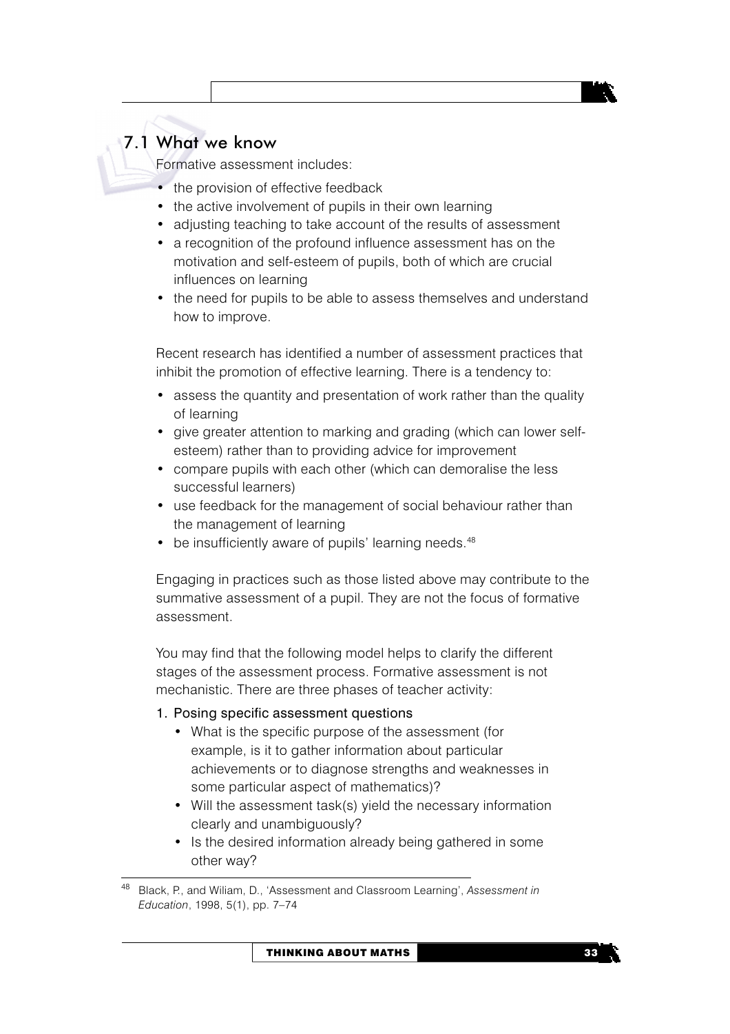## 7.1 What we know

Formative assessment includes:

- the provision of effective feedback
- the active involvement of pupils in their own learning
- adjusting teaching to take account of the results of assessment
- a recognition of the profound influence assessment has on the motivation and self-esteem of pupils, both of which are crucial influences on learning
- the need for pupils to be able to assess themselves and understand how to improve.

Recent research has identified a number of assessment practices that inhibit the promotion of effective learning. There is a tendency to:

- assess the quantity and presentation of work rather than the quality of learning
- give greater attention to marking and grading (which can lower self-esteem) rather than to providing advice for improvement
- compare pupils with each other (which can demoralise the less successful learners)
- use feedback for the management of social behaviour rather than the management of learning
- be insufficiently aware of pupils' learning needs.[48]

Engaging in practices such as those listed above may contribute to the summative assessment of a pupil. They are not the focus of formative assessment.

You may find that the following model helps to clarify the different stages of the assessment process. Formative assessment is not mechanistic. There are three phases of teacher activity:

1. Posing specific assessment questions
   - What is the specific purpose of the assessment (for example, is it to gather information about particular achievements or to diagnose strengths and weaknesses in some particular aspect of mathematics)?
   - Will the assessment task(s) yield the necessary information clearly and unambiguously?
   - Is the desired information already being gathered in some other way?

---

[48] Black, P., and Wiliam, D., 'Assessment and Classroom Learning', *Assessment in Education*, 1998, 5(1), pp. 7–74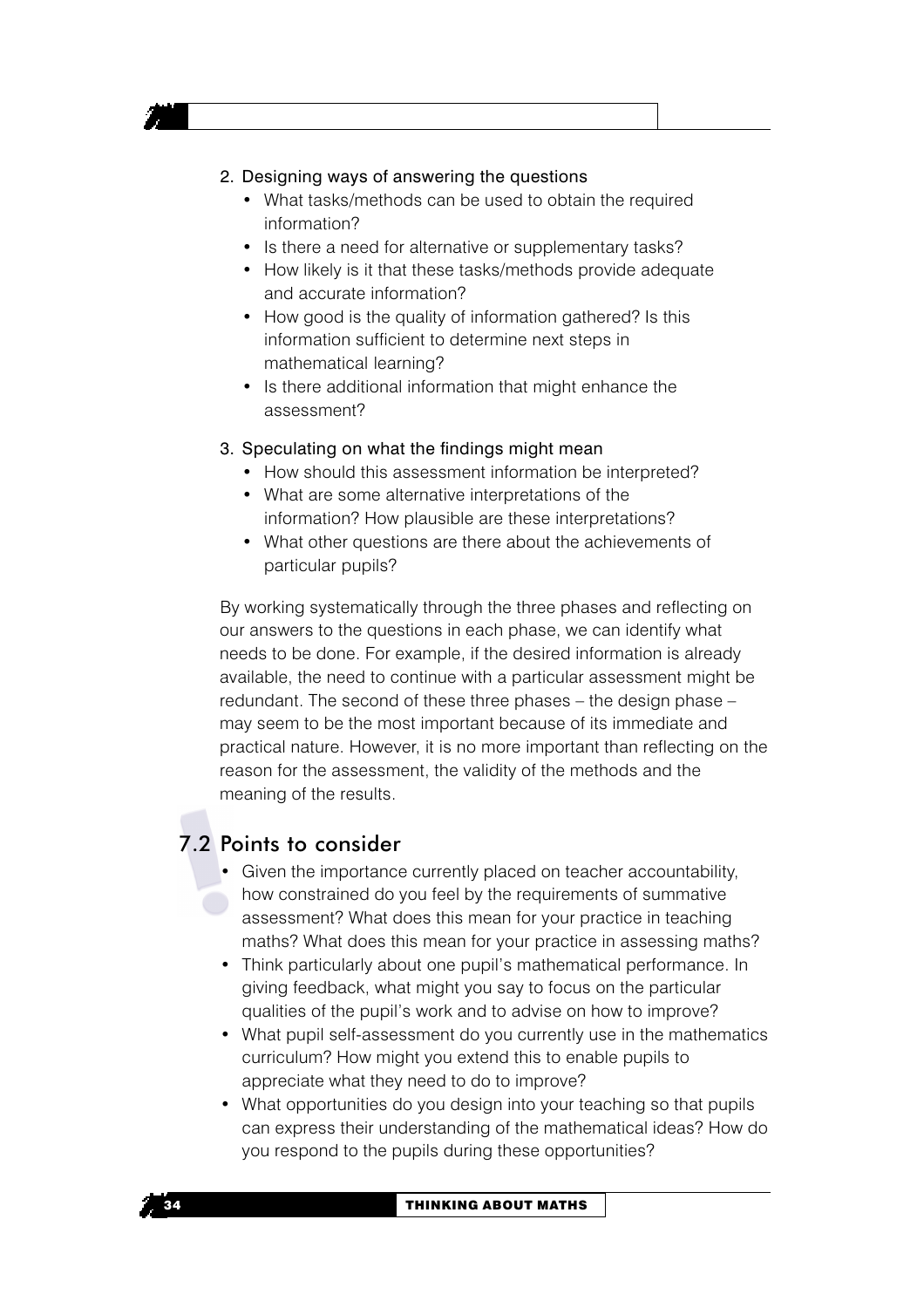2. Designing ways of answering the questions
   - What tasks/methods can be used to obtain the required information?
   - Is there a need for alternative or supplementary tasks?
   - How likely is it that these tasks/methods provide adequate and accurate information?
   - How good is the quality of information gathered? Is this information sufficient to determine next steps in mathematical learning?
   - Is there additional information that might enhance the assessment?

3. Speculating on what the findings might mean
   - How should this assessment information be interpreted?
   - What are some alternative interpretations of the information? How plausible are these interpretations?
   - What other questions are there about the achievements of particular pupils?

By working systematically through the three phases and reflecting on our answers to the questions in each phase, we can identify what needs to be done. For example, if the desired information is already available, the need to continue with a particular assessment might be redundant. The second of these three phases – the design phase – may seem to be the most important because of its immediate and practical nature. However, it is no more important than reflecting on the reason for the assessment, the validity of the methods and the meaning of the results.

## 7.2 Points to consider

- Given the importance currently placed on teacher accountability, how constrained do you feel by the requirements of summative assessment? What does this mean for your practice in teaching maths? What does this mean for your practice in assessing maths?
- Think particularly about one pupil's mathematical performance. In giving feedback, what might you say to focus on the particular qualities of the pupil's work and to advise on how to improve?
- What pupil self-assessment do you currently use in the mathematics curriculum? How might you extend this to enable pupils to appreciate what they need to do to improve?
- What opportunities do you design into your teaching so that pupils can express their understanding of the mathematical ideas? How do you respond to the pupils during these opportunities?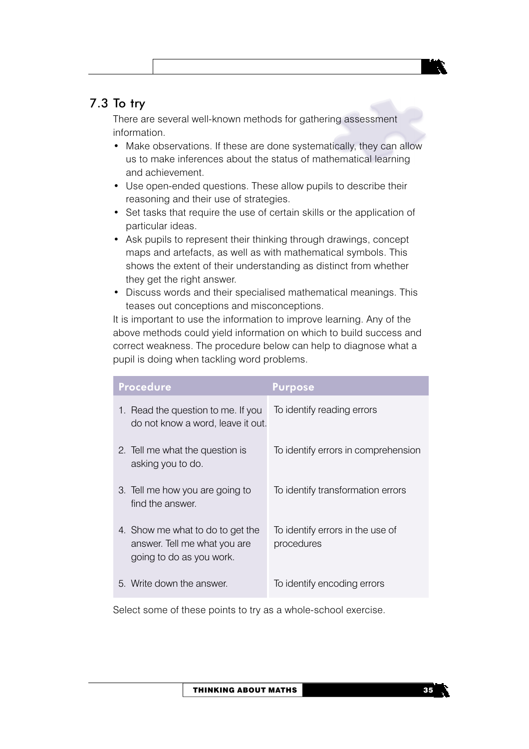## 7.3 To try

There are several well-known methods for gathering assessment information.

- Make observations. If these are done systematically, they can allow us to make inferences about the status of mathematical learning and achievement.
- Use open-ended questions. These allow pupils to describe their reasoning and their use of strategies.
- Set tasks that require the use of certain skills or the application of particular ideas.
- Ask pupils to represent their thinking through drawings, concept maps and artefacts, as well as with mathematical symbols. This shows the extent of their understanding as distinct from whether they get the right answer.
- Discuss words and their specialised mathematical meanings. This teases out conceptions and misconceptions.

It is important to use the information to improve learning. Any of the above methods could yield information on which to build success and correct weakness. The procedure below can help to diagnose what a pupil is doing when tackling word problems.

| Procedure | Purpose |
|---|---|
| 1. Read the question to me. If you do not know a word, leave it out. | To identify reading errors |
| 2. Tell me what the question is asking you to do. | To identify errors in comprehension |
| 3. Tell me how you are going to find the answer. | To identify transformation errors |
| 4. Show me what to do to get the answer. Tell me what you are going to do as you work. | To identify errors in the use of procedures |
| 5. Write down the answer. | To identify encoding errors |

Select some of these points to try as a whole-school exercise.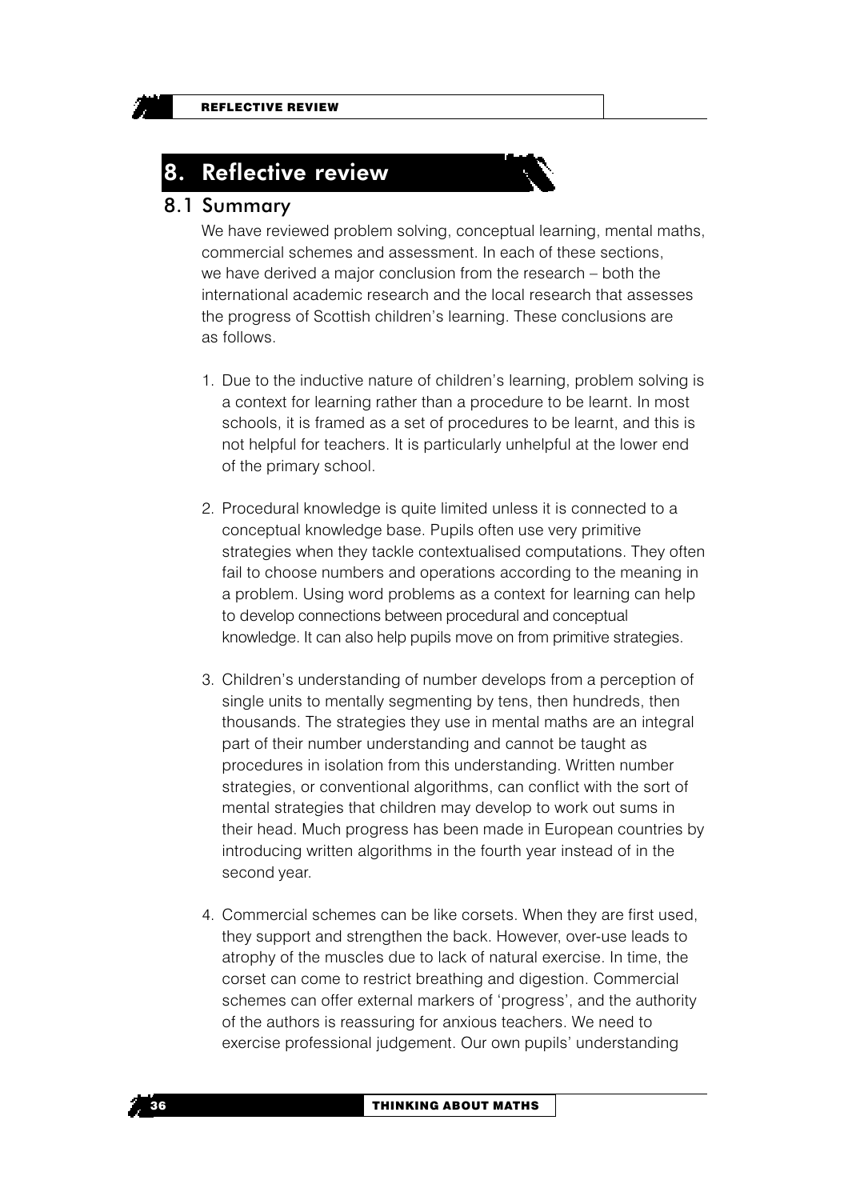# 8. Reflective review

## 8.1 Summary

We have reviewed problem solving, conceptual learning, mental maths, commercial schemes and assessment. In each of these sections, we have derived a major conclusion from the research – both the international academic research and the local research that assesses the progress of Scottish children's learning. These conclusions are as follows.

1. Due to the inductive nature of children's learning, problem solving is a context for learning rather than a procedure to be learnt. In most schools, it is framed as a set of procedures to be learnt, and this is not helpful for teachers. It is particularly unhelpful at the lower end of the primary school.

2. Procedural knowledge is quite limited unless it is connected to a conceptual knowledge base. Pupils often use very primitive strategies when they tackle contextualised computations. They often fail to choose numbers and operations according to the meaning in a problem. Using word problems as a context for learning can help to develop connections between procedural and conceptual knowledge. It can also help pupils move on from primitive strategies.

3. Children's understanding of number develops from a perception of single units to mentally segmenting by tens, then hundreds, then thousands. The strategies they use in mental maths are an integral part of their number understanding and cannot be taught as procedures in isolation from this understanding. Written number strategies, or conventional algorithms, can conflict with the sort of mental strategies that children may develop to work out sums in their head. Much progress has been made in European countries by introducing written algorithms in the fourth year instead of in the second year.

4. Commercial schemes can be like corsets. When they are first used, they support and strengthen the back. However, over-use leads to atrophy of the muscles due to lack of natural exercise. In time, the corset can come to restrict breathing and digestion. Commercial schemes can offer external markers of 'progress', and the authority of the authors is reassuring for anxious teachers. We need to exercise professional judgement. Our own pupils' understanding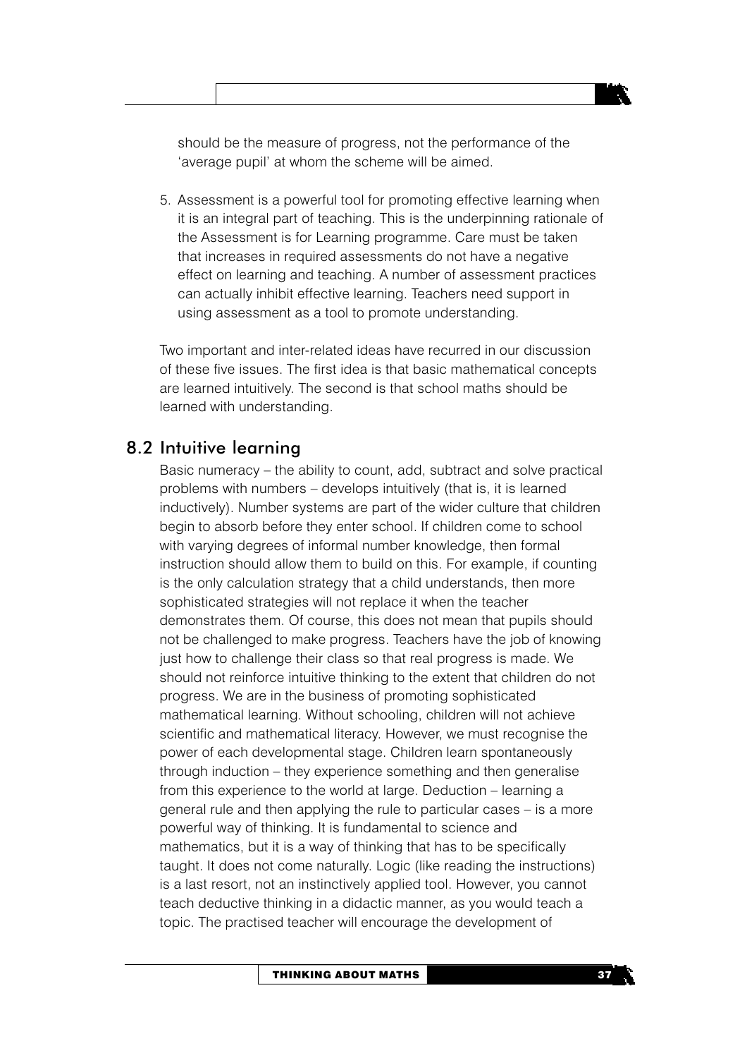should be the measure of progress, not the performance of the 'average pupil' at whom the scheme will be aimed.

5. Assessment is a powerful tool for promoting effective learning when it is an integral part of teaching. This is the underpinning rationale of the Assessment is for Learning programme. Care must be taken that increases in required assessments do not have a negative effect on learning and teaching. A number of assessment practices can actually inhibit effective learning. Teachers need support in using assessment as a tool to promote understanding.

Two important and inter-related ideas have recurred in our discussion of these five issues. The first idea is that basic mathematical concepts are learned intuitively. The second is that school maths should be learned with understanding.

## 8.2 Intuitive learning

Basic numeracy – the ability to count, add, subtract and solve practical problems with numbers – develops intuitively (that is, it is learned inductively). Number systems are part of the wider culture that children begin to absorb before they enter school. If children come to school with varying degrees of informal number knowledge, then formal instruction should allow them to build on this. For example, if counting is the only calculation strategy that a child understands, then more sophisticated strategies will not replace it when the teacher demonstrates them. Of course, this does not mean that pupils should not be challenged to make progress. Teachers have the job of knowing just how to challenge their class so that real progress is made. We should not reinforce intuitive thinking to the extent that children do not progress. We are in the business of promoting sophisticated mathematical learning. Without schooling, children will not achieve scientific and mathematical literacy. However, we must recognise the power of each developmental stage. Children learn spontaneously through induction – they experience something and then generalise from this experience to the world at large. Deduction – learning a general rule and then applying the rule to particular cases – is a more powerful way of thinking. It is fundamental to science and mathematics, but it is a way of thinking that has to be specifically taught. It does not come naturally. Logic (like reading the instructions) is a last resort, not an instinctively applied tool. However, you cannot teach deductive thinking in a didactic manner, as you would teach a topic. The practised teacher will encourage the development of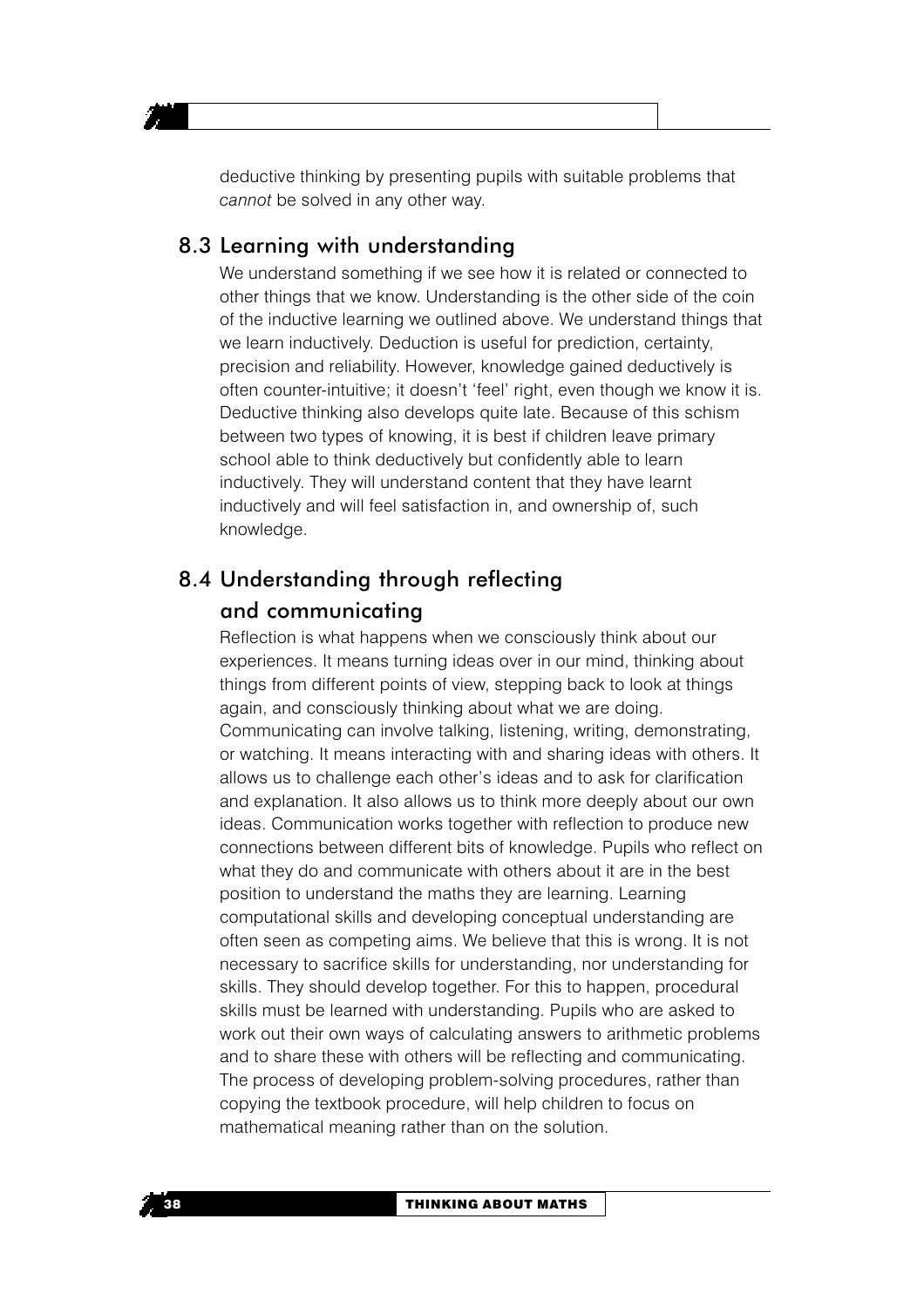deductive thinking by presenting pupils with suitable problems that *cannot* be solved in any other way.

## 8.3 Learning with understanding

We understand something if we see how it is related or connected to other things that we know. Understanding is the other side of the coin of the inductive learning we outlined above. We understand things that we learn inductively. Deduction is useful for prediction, certainty, precision and reliability. However, knowledge gained deductively is often counter-intuitive; it doesn't 'feel' right, even though we know it is. Deductive thinking also develops quite late. Because of this schism between two types of knowing, it is best if children leave primary school able to think deductively but confidently able to learn inductively. They will understand content that they have learnt inductively and will feel satisfaction in, and ownership of, such knowledge.

## 8.4 Understanding through reflecting and communicating

Reflection is what happens when we consciously think about our experiences. It means turning ideas over in our mind, thinking about things from different points of view, stepping back to look at things again, and consciously thinking about what we are doing. Communicating can involve talking, listening, writing, demonstrating, or watching. It means interacting with and sharing ideas with others. It allows us to challenge each other's ideas and to ask for clarification and explanation. It also allows us to think more deeply about our own ideas. Communication works together with reflection to produce new connections between different bits of knowledge. Pupils who reflect on what they do and communicate with others about it are in the best position to understand the maths they are learning. Learning computational skills and developing conceptual understanding are often seen as competing aims. We believe that this is wrong. It is not necessary to sacrifice skills for understanding, nor understanding for skills. They should develop together. For this to happen, procedural skills must be learned with understanding. Pupils who are asked to work out their own ways of calculating answers to arithmetic problems and to share these with others will be reflecting and communicating. The process of developing problem-solving procedures, rather than copying the textbook procedure, will help children to focus on mathematical meaning rather than on the solution.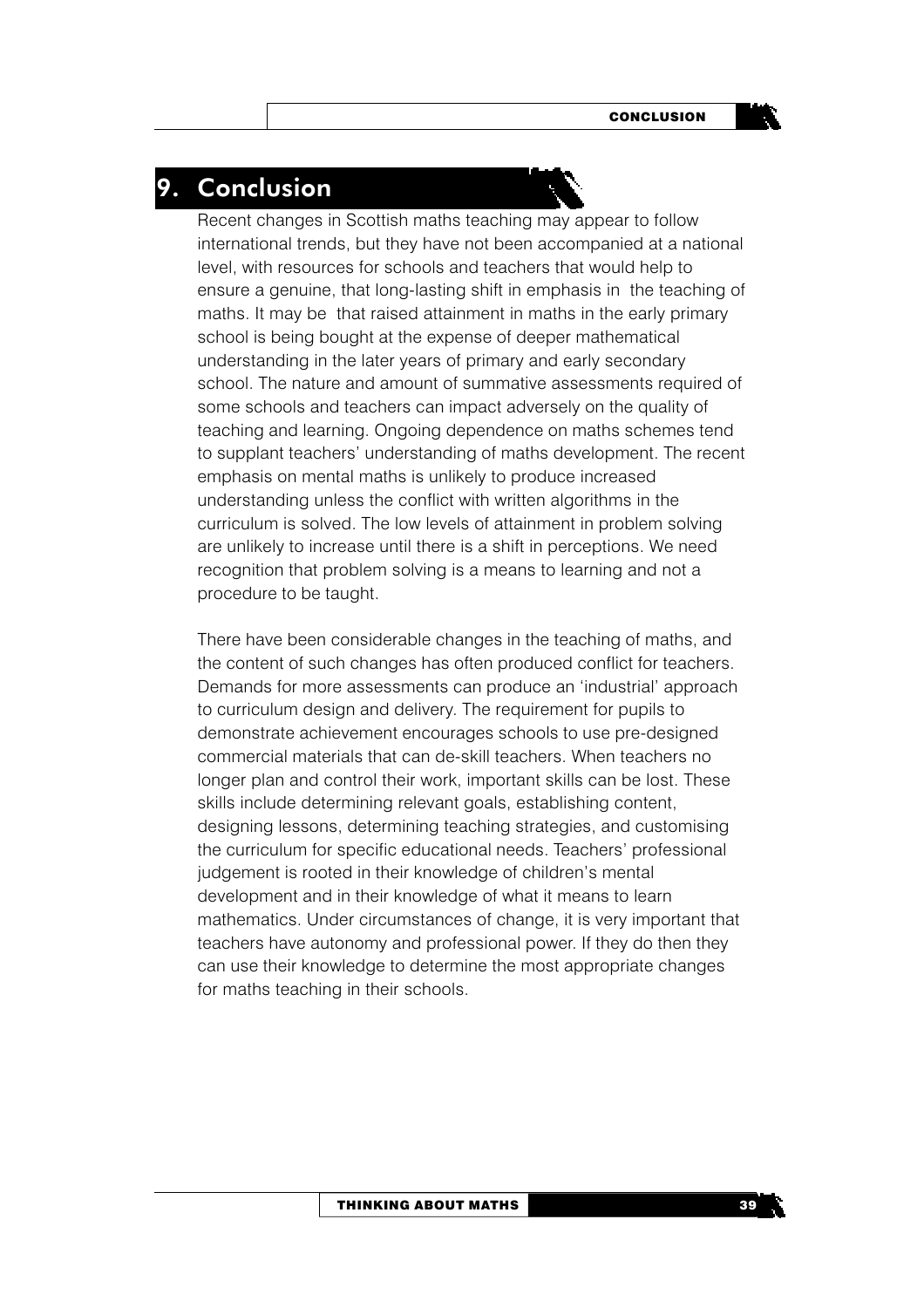## 9. Conclusion

Recent changes in Scottish maths teaching may appear to follow international trends, but they have not been accompanied at a national level, with resources for schools and teachers that would help to ensure a genuine, that long-lasting shift in emphasis in the teaching of maths. It may be that raised attainment in maths in the early primary school is being bought at the expense of deeper mathematical understanding in the later years of primary and early secondary school. The nature and amount of summative assessments required of some schools and teachers can impact adversely on the quality of teaching and learning. Ongoing dependence on maths schemes tend to supplant teachers' understanding of maths development. The recent emphasis on mental maths is unlikely to produce increased understanding unless the conflict with written algorithms in the curriculum is solved. The low levels of attainment in problem solving are unlikely to increase until there is a shift in perceptions. We need recognition that problem solving is a means to learning and not a procedure to be taught.

There have been considerable changes in the teaching of maths, and the content of such changes has often produced conflict for teachers. Demands for more assessments can produce an 'industrial' approach to curriculum design and delivery. The requirement for pupils to demonstrate achievement encourages schools to use pre-designed commercial materials that can de-skill teachers. When teachers no longer plan and control their work, important skills can be lost. These skills include determining relevant goals, establishing content, designing lessons, determining teaching strategies, and customising the curriculum for specific educational needs. Teachers' professional judgement is rooted in their knowledge of children's mental development and in their knowledge of what it means to learn mathematics. Under circumstances of change, it is very important that teachers have autonomy and professional power. If they do then they can use their knowledge to determine the most appropriate changes for maths teaching in their schools.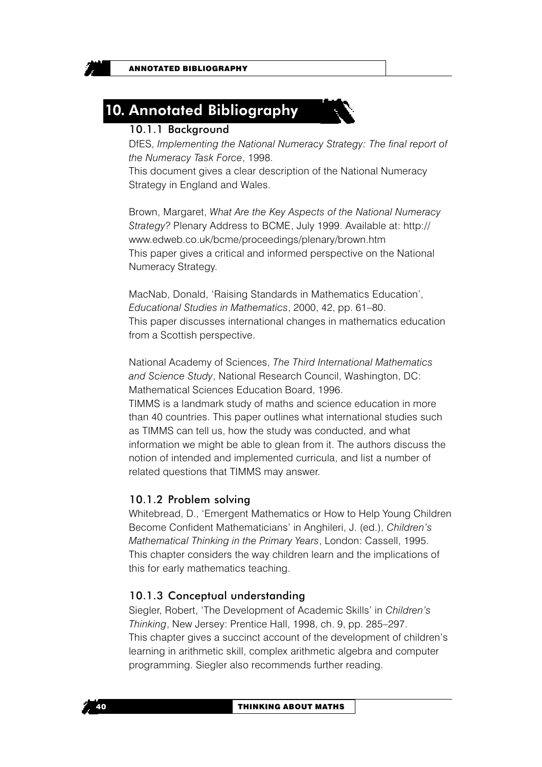# 10. Annotated Bibliography

### 10.1.1 Background

DfES, *Implementing the National Numeracy Strategy: The final report of the Numeracy Task Force*, 1998.
This document gives a clear description of the National Numeracy Strategy in England and Wales.

Brown, Margaret, *What Are the Key Aspects of the National Numeracy Strategy?* Plenary Address to BCME, July 1999. Available at: http://www.edweb.co.uk/bcme/proceedings/plenary/brown.htm
This paper gives a critical and informed perspective on the National Numeracy Strategy.

MacNab, Donald, 'Raising Standards in Mathematics Education', *Educational Studies in Mathematics*, 2000, 42, pp. 61–80.
This paper discusses international changes in mathematics education from a Scottish perspective.

National Academy of Sciences, *The Third International Mathematics and Science Study*, National Research Council, Washington, DC: Mathematical Sciences Education Board, 1996.
TIMMS is a landmark study of maths and science education in more than 40 countries. This paper outlines what international studies such as TIMMS can tell us, how the study was conducted, and what information we might be able to glean from it. The authors discuss the notion of intended and implemented curricula, and list a number of related questions that TIMMS may answer.

### 10.1.2 Problem solving

Whitebread, D., 'Emergent Mathematics or How to Help Young Children Become Confident Mathematicians' in Anghileri, J. (ed.), *Children's Mathematical Thinking in the Primary Years*, London: Cassell, 1995.
This chapter considers the way children learn and the implications of this for early mathematics teaching.

### 10.1.3 Conceptual understanding

Siegler, Robert, 'The Development of Academic Skills' in *Children's Thinking*, New Jersey: Prentice Hall, 1998, ch. 9, pp. 285–297.
This chapter gives a succinct account of the development of children's learning in arithmetic skill, complex arithmetic algebra and computer programming. Siegler also recommends further reading.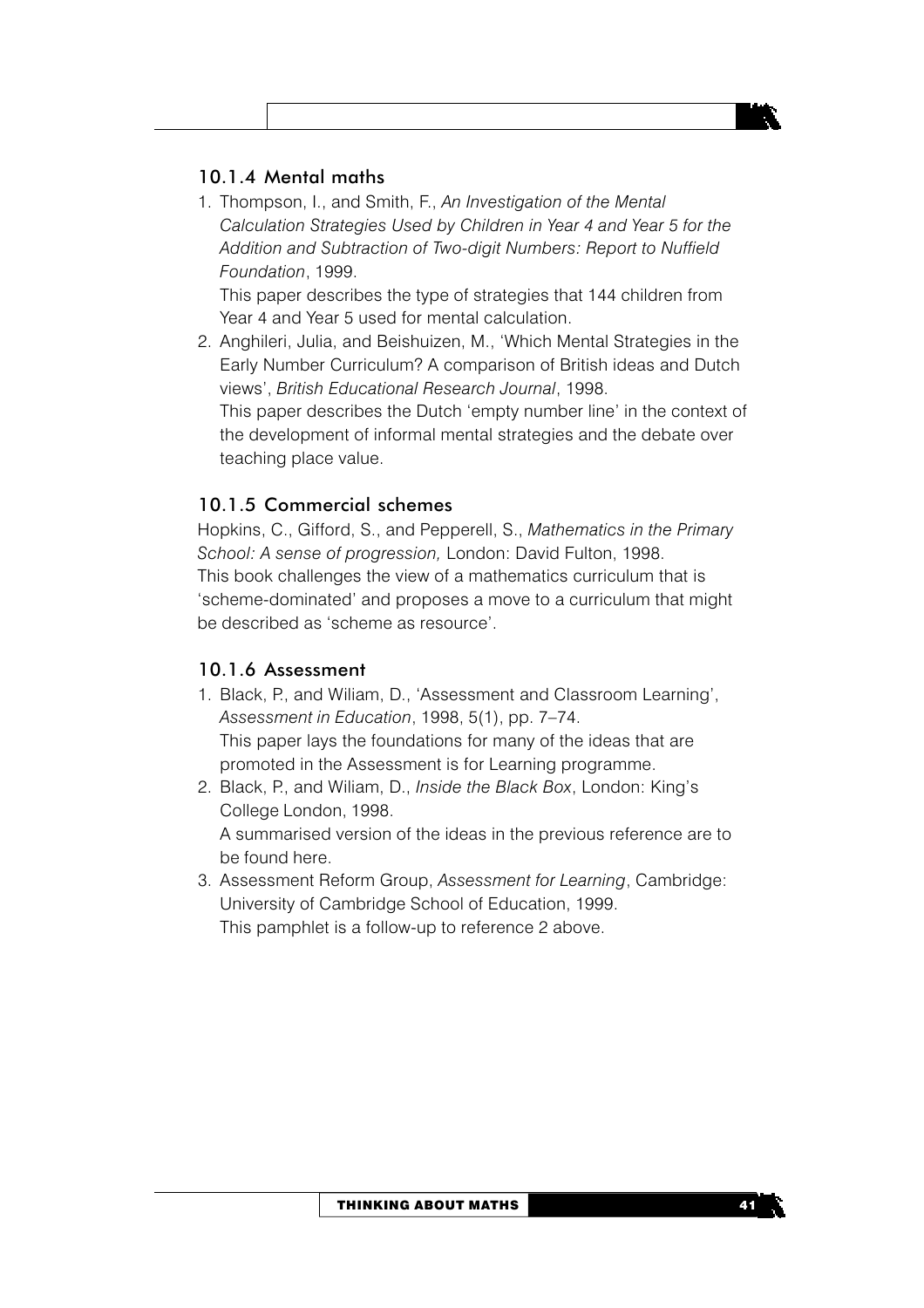### 10.1.4 Mental maths

1. Thompson, I., and Smith, F., *An Investigation of the Mental Calculation Strategies Used by Children in Year 4 and Year 5 for the Addition and Subtraction of Two-digit Numbers: Report to Nuffield Foundation*, 1999.
   This paper describes the type of strategies that 144 children from Year 4 and Year 5 used for mental calculation.
2. Anghileri, Julia, and Beishuizen, M., 'Which Mental Strategies in the Early Number Curriculum? A comparison of British ideas and Dutch views', *British Educational Research Journal*, 1998.
   This paper describes the Dutch 'empty number line' in the context of the development of informal mental strategies and the debate over teaching place value.

### 10.1.5 Commercial schemes

Hopkins, C., Gifford, S., and Pepperell, S., *Mathematics in the Primary School: A sense of progression,* London: David Fulton, 1998.
This book challenges the view of a mathematics curriculum that is 'scheme-dominated' and proposes a move to a curriculum that might be described as 'scheme as resource'.

### 10.1.6 Assessment

1. Black, P., and Wiliam, D., 'Assessment and Classroom Learning', *Assessment in Education*, 1998, 5(1), pp. 7–74.
   This paper lays the foundations for many of the ideas that are promoted in the Assessment is for Learning programme.
2. Black, P., and Wiliam, D., *Inside the Black Box*, London: King's College London, 1998.
   A summarised version of the ideas in the previous reference are to be found here.
3. Assessment Reform Group, *Assessment for Learning*, Cambridge: University of Cambridge School of Education, 1999.
   This pamphlet is a follow-up to reference 2 above.